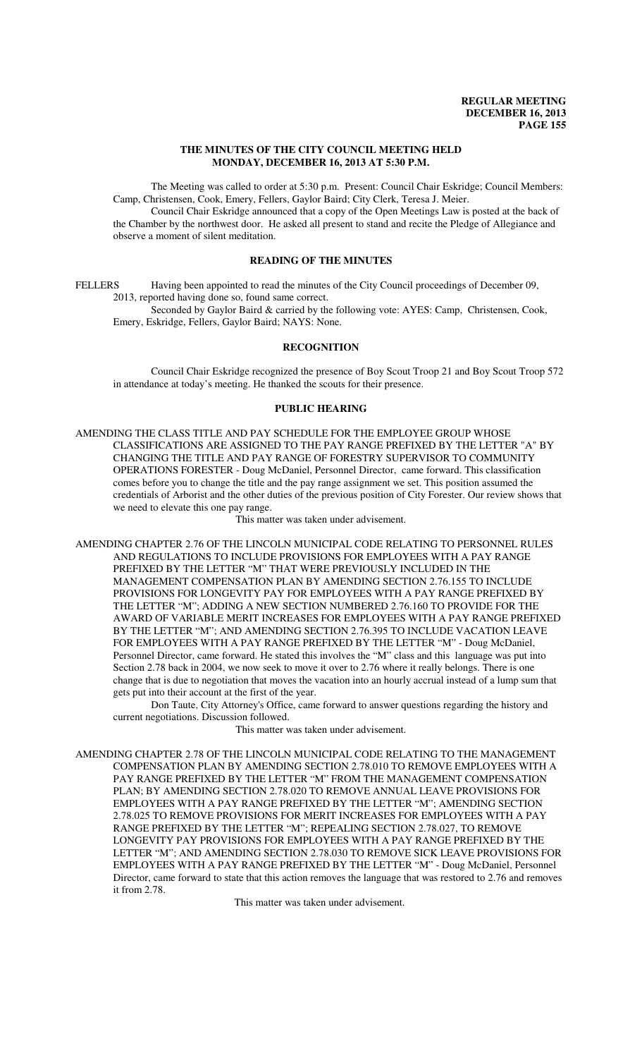# THE MINUTES OF THE CITY COUNCIL MEETING HELD MONDAY, DECEMBER 16, 2013 AT 5:30 P.M.

The Meeting was called to order at 5:30 p.m. Present: Council Chair Eskridge; Council Members: Camp, Christensen, Cook, Emery, Fellers, Gaylor Baird; City Clerk, Teresa J. Meier.

Council Chair Eskridge announced that a copy of the Open Meetings Law is posted at the back of the Chamber by the northwest door. He asked all present to stand and recite the Pledge of Allegiance and observe a moment of silent meditation.

## READING OF THE MINUTES

FELLERS Having been appointed to read the minutes of the City Council proceedings of December 09, 2013, reported having done so, found same correct.

Seconded by Gaylor Baird & carried by the following vote: AYES: Camp, Christensen, Cook, Emery, Eskridge, Fellers, Gaylor Baird; NAYS: None.

## RECOGNITION

Council Chair Eskridge recognized the presence of Boy Scout Troop 21 and Boy Scout Troop 572 in attendance at today's meeting. He thanked the scouts for their presence.

## PUBLIC HEARING

AMENDING THE CLASS TITLE AND PAY SCHEDULE FOR THE EMPLOYEE GROUP WHOSE CLASSIFICATIONS ARE ASSIGNED TO THE PAY RANGE PREFIXED BY THE LETTER "A" BY CHANGING THE TITLE AND PAY RANGE OF FORESTRY SUPERVISOR TO COMMUNITY OPERATIONS FORESTER - Doug McDaniel, Personnel Director, came forward. This classification comes before you to change the title and the pay range assignment we set. This position assumed the credentials of Arborist and the other duties of the previous position of City Forester. Our review shows that we need to elevate this one pay range.

This matter was taken under advisement.

AMENDING CHAPTER 2.76 OF THE LINCOLN MUNICIPAL CODE RELATING TO PERSONNEL RULES AND REGULATIONS TO INCLUDE PROVISIONS FOR EMPLOYEES WITH A PAY RANGE PREFIXED BY THE LETTER "M" THAT WERE PREVIOUSLY INCLUDED IN THE MANAGEMENT COMPENSATION PLAN BY AMENDING SECTION 2.76.155 TO INCLUDE PROVISIONS FOR LONGEVITY PAY FOR EMPLOYEES WITH A PAY RANGE PREFIXED BY THE LETTER "M"; ADDING A NEW SECTION NUMBERED 2.76.160 TO PROVIDE FOR THE AWARD OF VARIABLE MERIT INCREASES FOR EMPLOYEES WITH A PAY RANGE PREFIXED BY THE LETTER "M"; AND AMENDING SECTION 2.76.395 TO INCLUDE VACATION LEAVE FOR EMPLOYEES WITH A PAY RANGE PREFIXED BY THE LETTER "M" - Doug McDaniel, Personnel Director, came forward. He stated this involves the "M" class and this language was put into Section 2.78 back in 2004, we now seek to move it over to 2.76 where it really belongs. There is one change that is due to negotiation that moves the vacation into an hourly accrual instead of a lump sum that gets put into their account at the first of the year.

Don Taute, City Attorney's Office, came forward to answer questions regarding the history and current negotiations. Discussion followed.

This matter was taken under advisement.

AMENDING CHAPTER 2.78 OF THE LINCOLN MUNICIPAL CODE RELATING TO THE MANAGEMENT COMPENSATION PLAN BY AMENDING SECTION 2.78.010 TO REMOVE EMPLOYEES WITH A PAY RANGE PREFIXED BY THE LETTER "M" FROM THE MANAGEMENT COMPENSATION PLAN; BY AMENDING SECTION 2.78.020 TO REMOVE ANNUAL LEAVE PROVISIONS FOR EMPLOYEES WITH A PAY RANGE PREFIXED BY THE LETTER "M"; AMENDING SECTION 2.78.025 TO REMOVE PROVISIONS FOR MERIT INCREASES FOR EMPLOYEES WITH A PAY RANGE PREFIXED BY THE LETTER "M"; REPEALING SECTION 2.78.027, TO REMOVE LONGEVITY PAY PROVISIONS FOR EMPLOYEES WITH A PAY RANGE PREFIXED BY THE LETTER "M"; AND AMENDING SECTION 2.78.030 TO REMOVE SICK LEAVE PROVISIONS FOR EMPLOYEES WITH A PAY RANGE PREFIXED BY THE LETTER "M" - Doug McDaniel, Personnel Director, came forward to state that this action removes the language that was restored to 2.76 and removes it from 2.78.

This matter was taken under advisement.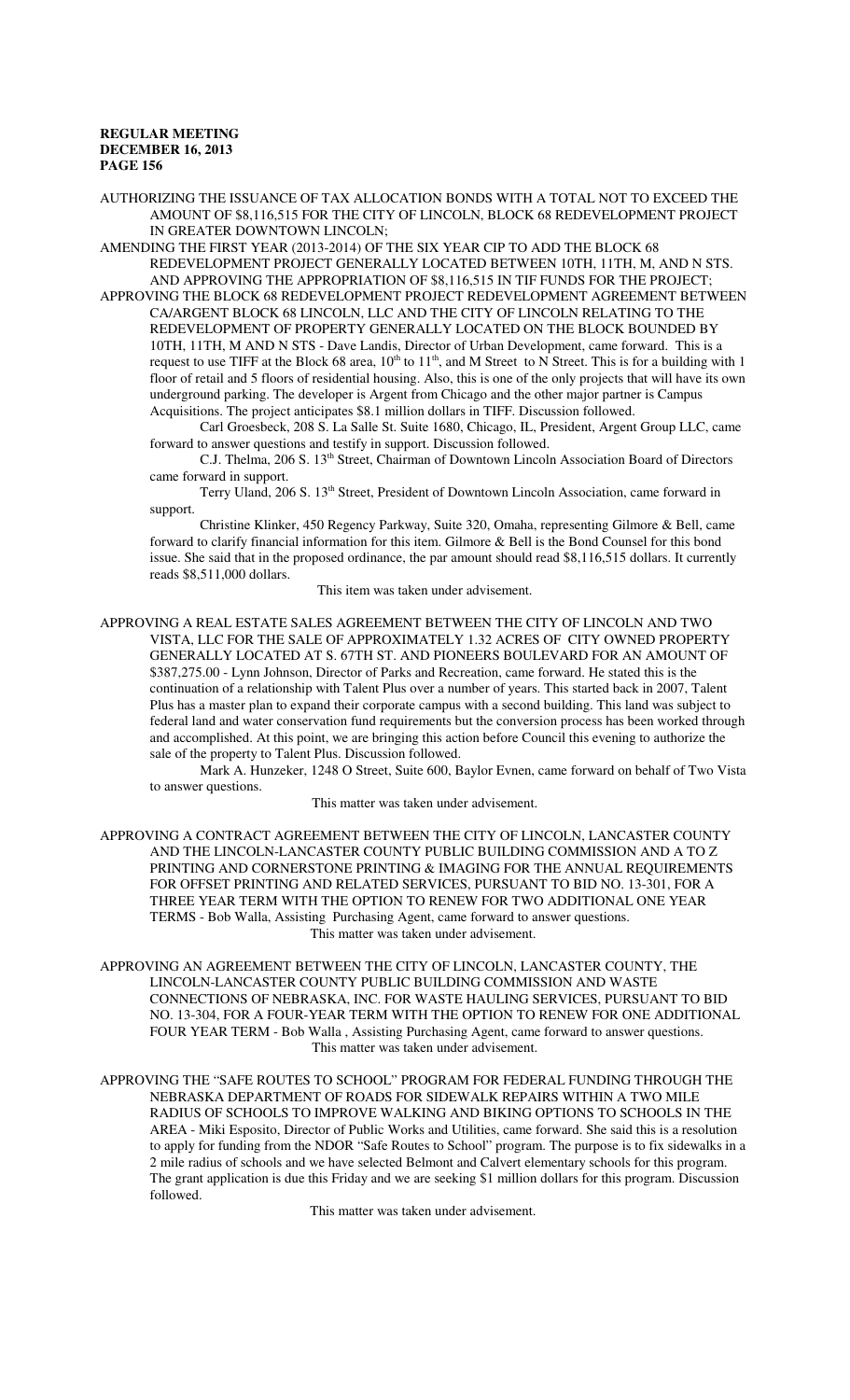AUTHORIZING THE ISSUANCE OF TAX ALLOCATION BONDS WITH A TOTAL NOT TO EXCEED THE AMOUNT OF $8,116,515 FOR THE CITY OF LINCOLN, BLOCK 68 REDEVELOPMENT PROJECT IN GREATER DOWNTOWN LINCOLN;

AMENDING THE FIRST YEAR (2013-2014) OF THE SIX YEAR CIP TO ADD THE BLOCK 68 REDEVELOPMENT PROJECT GENERALLY LOCATED BETWEEN 10TH, 11TH, M, AND N STS. AND APPROVING THE APPROPRIATION OF $8,116,515 IN TIF FUNDS FOR THE PROJECT;

APPROVING THE BLOCK 68 REDEVELOPMENT PROJECT REDEVELOPMENT AGREEMENT BETWEEN CA/ARGENT BLOCK 68 LINCOLN, LLC AND THE CITY OF LINCOLN RELATING TO THE REDEVELOPMENT OF PROPERTY GENERALLY LOCATED ON THE BLOCK BOUNDED BY 10TH, 11TH, M AND N STS - Dave Landis, Director of Urban Development, came forward. This is a request to use TIFF at the Block 68 area, 10th to 11th, and M Street to N Street. This is for a building with 1 floor of retail and 5 floors of residential housing. Also, this is one of the only projects that will have its own underground parking. The developer is Argent from Chicago and the other major partner is Campus Acquisitions. The project anticipates $8.1 million dollars in TIFF. Discussion followed.

Carl Groesbeck, 208 S. La Salle St. Suite 1680, Chicago, IL, President, Argent Group LLC, came forward to answer questions and testify in support. Discussion followed.

C.J. Thelma, 206 S. 13th Street, Chairman of Downtown Lincoln Association Board of Directors came forward in support.

Terry Uland, 206 S. 13th Street, President of Downtown Lincoln Association, came forward in support.

Christine Klinker, 450 Regency Parkway, Suite 320, Omaha, representing Gilmore & Bell, came forward to clarify financial information for this item. Gilmore & Bell is the Bond Counsel for this bond issue. She said that in the proposed ordinance, the par amount should read $8,116,515 dollars. It currently reads $8,511,000 dollars.

This item was taken under advisement.

APPROVING A REAL ESTATE SALES AGREEMENT BETWEEN THE CITY OF LINCOLN AND TWO VISTA, LLC FOR THE SALE OF APPROXIMATELY 1.32 ACRES OF CITY OWNED PROPERTY GENERALLY LOCATED AT S. 67TH ST. AND PIONEERS BOULEVARD FOR AN AMOUNT OF $387,275.00 - Lynn Johnson, Director of Parks and Recreation, came forward. He stated this is the continuation of a relationship with Talent Plus over a number of years. This started back in 2007, Talent Plus has a master plan to expand their corporate campus with a second building. This land was subject to federal land and water conservation fund requirements but the conversion process has been worked through and accomplished. At this point, we are bringing this action before Council this evening to authorize the sale of the property to Talent Plus. Discussion followed.

Mark A. Hunzeker, 1248 O Street, Suite 600, Baylor Evnen, came forward on behalf of Two Vista to answer questions.

This matter was taken under advisement.

APPROVING A CONTRACT AGREEMENT BETWEEN THE CITY OF LINCOLN, LANCASTER COUNTY AND THE LINCOLN-LANCASTER COUNTY PUBLIC BUILDING COMMISSION AND A TO Z PRINTING AND CORNERSTONE PRINTING & IMAGING FOR THE ANNUAL REQUIREMENTS FOR OFFSET PRINTING AND RELATED SERVICES, PURSUANT TO BID NO. 13-301, FOR A THREE YEAR TERM WITH THE OPTION TO RENEW FOR TWO ADDITIONAL ONE YEAR TERMS - Bob Walla, Assisting Purchasing Agent, came forward to answer questions.

This matter was taken under advisement.

APPROVING AN AGREEMENT BETWEEN THE CITY OF LINCOLN, LANCASTER COUNTY, THE LINCOLN-LANCASTER COUNTY PUBLIC BUILDING COMMISSION AND WASTE CONNECTIONS OF NEBRASKA, INC. FOR WASTE HAULING SERVICES, PURSUANT TO BID NO. 13-304, FOR A FOUR-YEAR TERM WITH THE OPTION TO RENEW FOR ONE ADDITIONAL FOUR YEAR TERM - Bob Walla , Assisting Purchasing Agent, came forward to answer questions.

This matter was taken under advisement.

APPROVING THE "SAFE ROUTES TO SCHOOL" PROGRAM FOR FEDERAL FUNDING THROUGH THE NEBRASKA DEPARTMENT OF ROADS FOR SIDEWALK REPAIRS WITHIN A TWO MILE RADIUS OF SCHOOLS TO IMPROVE WALKING AND BIKING OPTIONS TO SCHOOLS IN THE AREA - Miki Esposito, Director of Public Works and Utilities, came forward. She said this is a resolution to apply for funding from the NDOR "Safe Routes to School" program. The purpose is to fix sidewalks in a 2 mile radius of schools and we have selected Belmont and Calvert elementary schools for this program. The grant application is due this Friday and we are seeking $1 million dollars for this program. Discussion followed.

This matter was taken under advisement.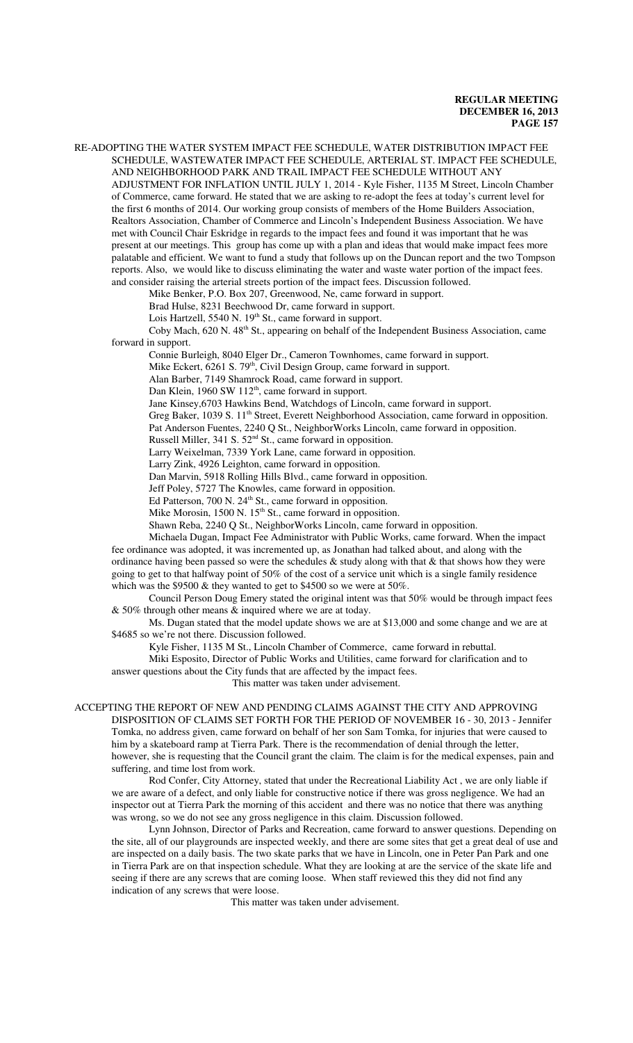RE-ADOPTING THE WATER SYSTEM IMPACT FEE SCHEDULE, WATER DISTRIBUTION IMPACT FEE SCHEDULE, WASTEWATER IMPACT FEE SCHEDULE, ARTERIAL ST. IMPACT FEE SCHEDULE, AND NEIGHBORHOOD PARK AND TRAIL IMPACT FEE SCHEDULE WITHOUT ANY ADJUSTMENT FOR INFLATION UNTIL JULY 1, 2014 - Kyle Fisher, 1135 M Street, Lincoln Chamber of Commerce, came forward. He stated that we are asking to re-adopt the fees at today's current level for the first 6 months of 2014. Our working group consists of members of the Home Builders Association, Realtors Association, Chamber of Commerce and Lincoln's Independent Business Association. We have met with Council Chair Eskridge in regards to the impact fees and found it was important that he was present at our meetings. This group has come up with a plan and ideas that would make impact fees more palatable and efficient. We want to fund a study that follows up on the Duncan report and the two Tompson reports. Also, we would like to discuss eliminating the water and waste water portion of the impact fees. and consider raising the arterial streets portion of the impact fees. Discussion followed.

Mike Benker, P.O. Box 207, Greenwood, Ne, came forward in support.

Brad Hulse, 8231 Beechwood Dr, came forward in support.

Lois Hartzell, 5540 N. 19th St., came forward in support.

Coby Mach, 620 N. 48th St., appearing on behalf of the Independent Business Association, came forward in support.

Connie Burleigh, 8040 Elger Dr., Cameron Townhomes, came forward in support.

Mike Eckert, 6261 S. 79th, Civil Design Group, came forward in support.

Alan Barber, 7149 Shamrock Road, came forward in support.

Dan Klein, 1960 SW 112th, came forward in support.

Jane Kinsey,6703 Hawkins Bend, Watchdogs of Lincoln, came forward in support.

Greg Baker, 1039 S. 11th Street, Everett Neighborhood Association, came forward in opposition.

Pat Anderson Fuentes, 2240 Q St., NeighborWorks Lincoln, came forward in opposition.

Russell Miller, 341 S. 52nd St., came forward in opposition.

Larry Weixelman, 7339 York Lane, came forward in opposition.

Larry Zink, 4926 Leighton, came forward in opposition.

Dan Marvin, 5918 Rolling Hills Blvd., came forward in opposition.

Jeff Poley, 5727 The Knowles, came forward in opposition.

Ed Patterson, 700 N. 24th St., came forward in opposition.

Mike Morosin, 1500 N. 15th St., came forward in opposition.

Shawn Reba, 2240 Q St., NeighborWorks Lincoln, came forward in opposition.

Michaela Dugan, Impact Fee Administrator with Public Works, came forward. When the impact fee ordinance was adopted, it was incremented up, as Jonathan had talked about, and along with the ordinance having been passed so were the schedules & study along with that & that shows how they were going to get to that halfway point of 50% of the cost of a service unit which is a single family residence which was the $9500 & they wanted to get to $4500 so we were at 50%.

Council Person Doug Emery stated the original intent was that 50% would be through impact fees & 50% through other means & inquired where we are at today.

Ms. Dugan stated that the model update shows we are at $13,000 and some change and we are at $4685 so we're not there. Discussion followed.

Kyle Fisher, 1135 M St., Lincoln Chamber of Commerce, came forward in rebuttal.

Miki Esposito, Director of Public Works and Utilities, came forward for clarification and to answer questions about the City funds that are affected by the impact fees.

This matter was taken under advisement.

ACCEPTING THE REPORT OF NEW AND PENDING CLAIMS AGAINST THE CITY AND APPROVING DISPOSITION OF CLAIMS SET FORTH FOR THE PERIOD OF NOVEMBER 16 - 30, 2013 - Jennifer Tomka, no address given, came forward on behalf of her son Sam Tomka, for injuries that were caused to him by a skateboard ramp at Tierra Park. There is the recommendation of denial through the letter, however, she is requesting that the Council grant the claim. The claim is for the medical expenses, pain and suffering, and time lost from work.

Rod Confer, City Attorney, stated that under the Recreational Liability Act , we are only liable if we are aware of a defect, and only liable for constructive notice if there was gross negligence. We had an inspector out at Tierra Park the morning of this accident and there was no notice that there was anything was wrong, so we do not see any gross negligence in this claim. Discussion followed.

Lynn Johnson, Director of Parks and Recreation, came forward to answer questions. Depending on the site, all of our playgrounds are inspected weekly, and there are some sites that get a great deal of use and are inspected on a daily basis. The two skate parks that we have in Lincoln, one in Peter Pan Park and one in Tierra Park are on that inspection schedule. What they are looking at are the service of the skate life and seeing if there are any screws that are coming loose. When staff reviewed this they did not find any indication of any screws that were loose.

This matter was taken under advisement.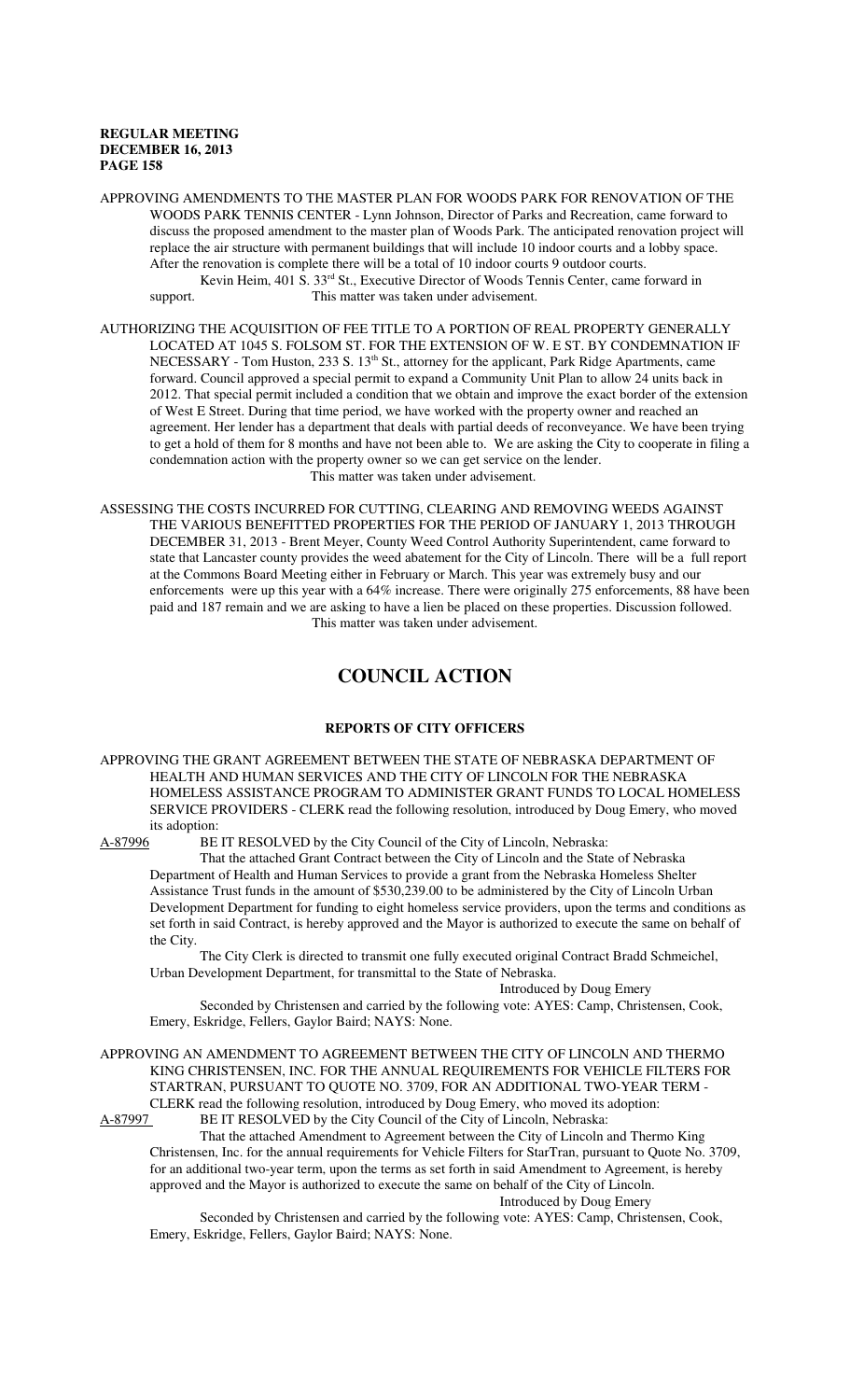APPROVING AMENDMENTS TO THE MASTER PLAN FOR WOODS PARK FOR RENOVATION OF THE WOODS PARK TENNIS CENTER - Lynn Johnson, Director of Parks and Recreation, came forward to discuss the proposed amendment to the master plan of Woods Park. The anticipated renovation project will replace the air structure with permanent buildings that will include 10 indoor courts and a lobby space. After the renovation is complete there will be a total of 10 indoor courts 9 outdoor courts.

Kevin Heim, 401 S. 33rd St., Executive Director of Woods Tennis Center, came forward in support. This matter was taken under advisement.

AUTHORIZING THE ACQUISITION OF FEE TITLE TO A PORTION OF REAL PROPERTY GENERALLY LOCATED AT 1045 S. FOLSOM ST. FOR THE EXTENSION OF W. E ST. BY CONDEMNATION IF NECESSARY - Tom Huston, 233 S. 13th St., attorney for the applicant, Park Ridge Apartments, came forward. Council approved a special permit to expand a Community Unit Plan to allow 24 units back in 2012. That special permit included a condition that we obtain and improve the exact border of the extension of West E Street. During that time period, we have worked with the property owner and reached an agreement. Her lender has a department that deals with partial deeds of reconveyance. We have been trying to get a hold of them for 8 months and have not been able to. We are asking the City to cooperate in filing a condemnation action with the property owner so we can get service on the lender.

This matter was taken under advisement.

ASSESSING THE COSTS INCURRED FOR CUTTING, CLEARING AND REMOVING WEEDS AGAINST THE VARIOUS BENEFITTED PROPERTIES FOR THE PERIOD OF JANUARY 1, 2013 THROUGH DECEMBER 31, 2013 - Brent Meyer, County Weed Control Authority Superintendent, came forward to state that Lancaster county provides the weed abatement for the City of Lincoln. There will be a full report at the Commons Board Meeting either in February or March. This year was extremely busy and our enforcements were up this year with a 64% increase. There were originally 275 enforcements, 88 have been paid and 187 remain and we are asking to have a lien be placed on these properties. Discussion followed.

This matter was taken under advisement.

# COUNCIL ACTION

## REPORTS OF CITY OFFICERS

APPROVING THE GRANT AGREEMENT BETWEEN THE STATE OF NEBRASKA DEPARTMENT OF HEALTH AND HUMAN SERVICES AND THE CITY OF LINCOLN FOR THE NEBRASKA HOMELESS ASSISTANCE PROGRAM TO ADMINISTER GRANT FUNDS TO LOCAL HOMELESS SERVICE PROVIDERS - CLERK read the following resolution, introduced by Doug Emery, who moved its adoption:

A-87996 BE IT RESOLVED by the City Council of the City of Lincoln, Nebraska:

That the attached Grant Contract between the City of Lincoln and the State of Nebraska Department of Health and Human Services to provide a grant from the Nebraska Homeless Shelter Assistance Trust funds in the amount of $530,239.00 to be administered by the City of Lincoln Urban Development Department for funding to eight homeless service providers, upon the terms and conditions as set forth in said Contract, is hereby approved and the Mayor is authorized to execute the same on behalf of the City.

The City Clerk is directed to transmit one fully executed original Contract Bradd Schmeichel, Urban Development Department, for transmittal to the State of Nebraska.

Introduced by Doug Emery

Seconded by Christensen and carried by the following vote: AYES: Camp, Christensen, Cook, Emery, Eskridge, Fellers, Gaylor Baird; NAYS: None.

APPROVING AN AMENDMENT TO AGREEMENT BETWEEN THE CITY OF LINCOLN AND THERMO KING CHRISTENSEN, INC. FOR THE ANNUAL REQUIREMENTS FOR VEHICLE FILTERS FOR STARTRAN, PURSUANT TO QUOTE NO. 3709, FOR AN ADDITIONAL TWO-YEAR TERM - CLERK read the following resolution, introduced by Doug Emery, who moved its adoption:

A-87997 BE IT RESOLVED by the City Council of the City of Lincoln, Nebraska:

That the attached Amendment to Agreement between the City of Lincoln and Thermo King Christensen, Inc. for the annual requirements for Vehicle Filters for StarTran, pursuant to Quote No. 3709, for an additional two-year term, upon the terms as set forth in said Amendment to Agreement, is hereby approved and the Mayor is authorized to execute the same on behalf of the City of Lincoln.

Introduced by Doug Emery

Seconded by Christensen and carried by the following vote: AYES: Camp, Christensen, Cook, Emery, Eskridge, Fellers, Gaylor Baird; NAYS: None.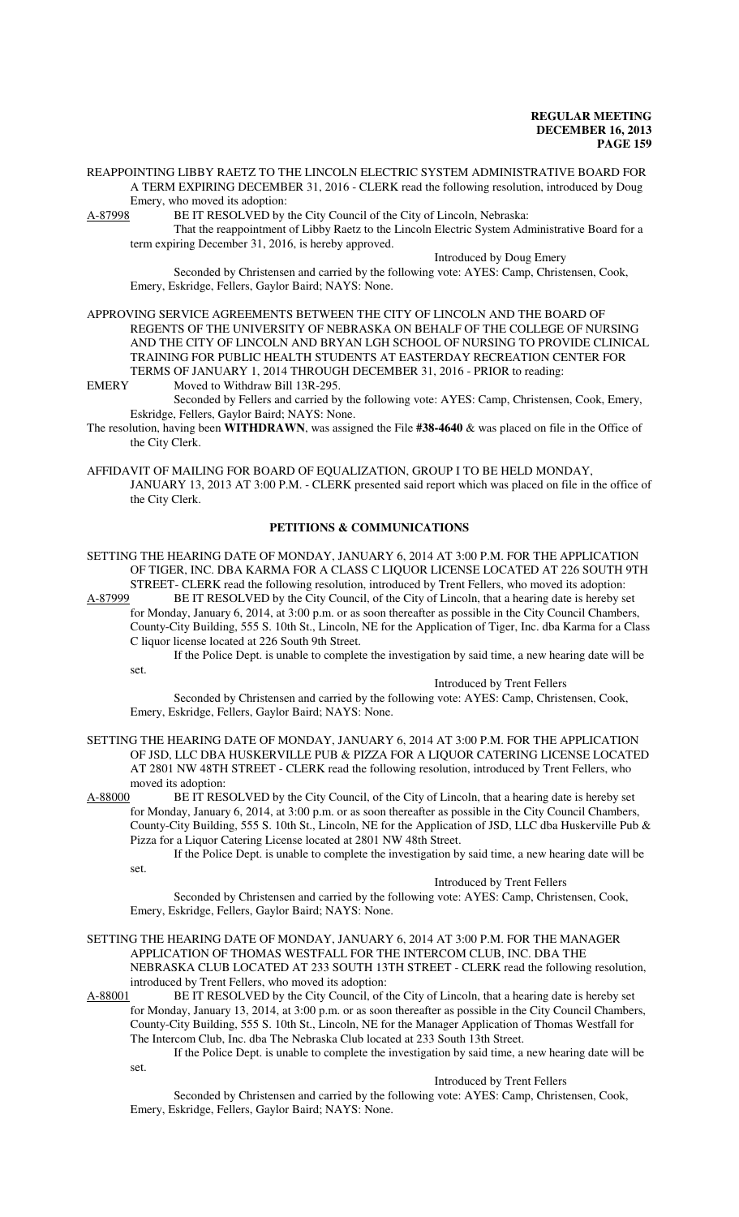REAPPOINTING LIBBY RAETZ TO THE LINCOLN ELECTRIC SYSTEM ADMINISTRATIVE BOARD FOR A TERM EXPIRING DECEMBER 31, 2016 - CLERK read the following resolution, introduced by Doug Emery, who moved its adoption:

A-87998 BE IT RESOLVED by the City Council of the City of Lincoln, Nebraska:

That the reappointment of Libby Raetz to the Lincoln Electric System Administrative Board for a term expiring December 31, 2016, is hereby approved.

Introduced by Doug Emery

Seconded by Christensen and carried by the following vote: AYES: Camp, Christensen, Cook, Emery, Eskridge, Fellers, Gaylor Baird; NAYS: None.

APPROVING SERVICE AGREEMENTS BETWEEN THE CITY OF LINCOLN AND THE BOARD OF REGENTS OF THE UNIVERSITY OF NEBRASKA ON BEHALF OF THE COLLEGE OF NURSING AND THE CITY OF LINCOLN AND BRYAN LGH SCHOOL OF NURSING TO PROVIDE CLINICAL TRAINING FOR PUBLIC HEALTH STUDENTS AT EASTERDAY RECREATION CENTER FOR TERMS OF JANUARY 1, 2014 THROUGH DECEMBER 31, 2016 - PRIOR to reading:

EMERY Moved to Withdraw Bill 13R-295.

Seconded by Fellers and carried by the following vote: AYES: Camp, Christensen, Cook, Emery, Eskridge, Fellers, Gaylor Baird; NAYS: None.

The resolution, having been **WITHDRAWN**, was assigned the File **#38-4640** & was placed on file in the Office of the City Clerk.

AFFIDAVIT OF MAILING FOR BOARD OF EQUALIZATION, GROUP I TO BE HELD MONDAY, JANUARY 13, 2013 AT 3:00 P.M. - CLERK presented said report which was placed on file in the office of the City Clerk.

## PETITIONS & COMMUNICATIONS

SETTING THE HEARING DATE OF MONDAY, JANUARY 6, 2014 AT 3:00 P.M. FOR THE APPLICATION OF TIGER, INC. DBA KARMA FOR A CLASS C LIQUOR LICENSE LOCATED AT 226 SOUTH 9TH STREET- CLERK read the following resolution, introduced by Trent Fellers, who moved its adoption:

A-87999 BE IT RESOLVED by the City Council, of the City of Lincoln, that a hearing date is hereby set for Monday, January 6, 2014, at 3:00 p.m. or as soon thereafter as possible in the City Council Chambers, County-City Building, 555 S. 10th St., Lincoln, NE for the Application of Tiger, Inc. dba Karma for a Class C liquor license located at 226 South 9th Street.

If the Police Dept. is unable to complete the investigation by said time, a new hearing date will be set.

Introduced by Trent Fellers

Seconded by Christensen and carried by the following vote: AYES: Camp, Christensen, Cook, Emery, Eskridge, Fellers, Gaylor Baird; NAYS: None.

SETTING THE HEARING DATE OF MONDAY, JANUARY 6, 2014 AT 3:00 P.M. FOR THE APPLICATION OF JSD, LLC DBA HUSKERVILLE PUB & PIZZA FOR A LIQUOR CATERING LICENSE LOCATED AT 2801 NW 48TH STREET - CLERK read the following resolution, introduced by Trent Fellers, who moved its adoption:

A-88000 BE IT RESOLVED by the City Council, of the City of Lincoln, that a hearing date is hereby set for Monday, January 6, 2014, at 3:00 p.m. or as soon thereafter as possible in the City Council Chambers, County-City Building, 555 S. 10th St., Lincoln, NE for the Application of JSD, LLC dba Huskerville Pub & Pizza for a Liquor Catering License located at 2801 NW 48th Street.

If the Police Dept. is unable to complete the investigation by said time, a new hearing date will be set.

Introduced by Trent Fellers

Seconded by Christensen and carried by the following vote: AYES: Camp, Christensen, Cook, Emery, Eskridge, Fellers, Gaylor Baird; NAYS: None.

SETTING THE HEARING DATE OF MONDAY, JANUARY 6, 2014 AT 3:00 P.M. FOR THE MANAGER APPLICATION OF THOMAS WESTFALL FOR THE INTERCOM CLUB, INC. DBA THE NEBRASKA CLUB LOCATED AT 233 SOUTH 13TH STREET - CLERK read the following resolution, introduced by Trent Fellers, who moved its adoption:

A-88001 BE IT RESOLVED by the City Council, of the City of Lincoln, that a hearing date is hereby set for Monday, January 13, 2014, at 3:00 p.m. or as soon thereafter as possible in the City Council Chambers, County-City Building, 555 S. 10th St., Lincoln, NE for the Manager Application of Thomas Westfall for The Intercom Club, Inc. dba The Nebraska Club located at 233 South 13th Street.

If the Police Dept. is unable to complete the investigation by said time, a new hearing date will be set.

Introduced by Trent Fellers

Seconded by Christensen and carried by the following vote: AYES: Camp, Christensen, Cook, Emery, Eskridge, Fellers, Gaylor Baird; NAYS: None.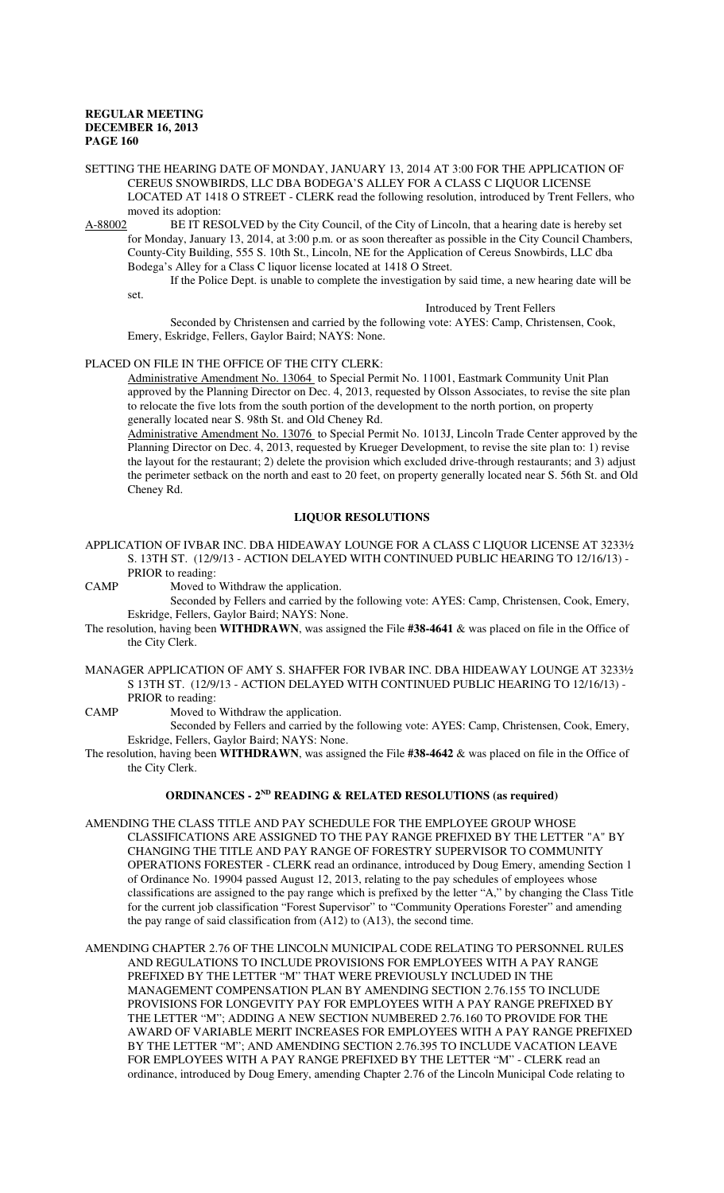SETTING THE HEARING DATE OF MONDAY, JANUARY 13, 2014 AT 3:00 FOR THE APPLICATION OF CEREUS SNOWBIRDS, LLC DBA BODEGA'S ALLEY FOR A CLASS C LIQUOR LICENSE LOCATED AT 1418 O STREET - CLERK read the following resolution, introduced by Trent Fellers, who moved its adoption:

A-88002 BE IT RESOLVED by the City Council, of the City of Lincoln, that a hearing date is hereby set for Monday, January 13, 2014, at 3:00 p.m. or as soon thereafter as possible in the City Council Chambers, County-City Building, 555 S. 10th St., Lincoln, NE for the Application of Cereus Snowbirds, LLC dba Bodega's Alley for a Class C liquor license located at 1418 O Street.

If the Police Dept. is unable to complete the investigation by said time, a new hearing date will be set.

Introduced by Trent Fellers

Seconded by Christensen and carried by the following vote: AYES: Camp, Christensen, Cook, Emery, Eskridge, Fellers, Gaylor Baird; NAYS: None.

PLACED ON FILE IN THE OFFICE OF THE CITY CLERK:

Administrative Amendment No. 13064 to Special Permit No. 11001, Eastmark Community Unit Plan approved by the Planning Director on Dec. 4, 2013, requested by Olsson Associates, to revise the site plan to relocate the five lots from the south portion of the development to the north portion, on property generally located near S. 98th St. and Old Cheney Rd.

Administrative Amendment No. 13076 to Special Permit No. 1013J, Lincoln Trade Center approved by the Planning Director on Dec. 4, 2013, requested by Krueger Development, to revise the site plan to: 1) revise the layout for the restaurant; 2) delete the provision which excluded drive-through restaurants; and 3) adjust the perimeter setback on the north and east to 20 feet, on property generally located near S. 56th St. and Old Cheney Rd.

## LIQUOR RESOLUTIONS

APPLICATION OF IVBAR INC. DBA HIDEAWAY LOUNGE FOR A CLASS C LIQUOR LICENSE AT 3233½ S. 13TH ST. (12/9/13 - ACTION DELAYED WITH CONTINUED PUBLIC HEARING TO 12/16/13) - PRIOR to reading:

CAMP Moved to Withdraw the application.

Seconded by Fellers and carried by the following vote: AYES: Camp, Christensen, Cook, Emery, Eskridge, Fellers, Gaylor Baird; NAYS: None.

The resolution, having been **WITHDRAWN**, was assigned the File **#38-4641** & was placed on file in the Office of the City Clerk.

MANAGER APPLICATION OF AMY S. SHAFFER FOR IVBAR INC. DBA HIDEAWAY LOUNGE AT 3233½ S 13TH ST. (12/9/13 - ACTION DELAYED WITH CONTINUED PUBLIC HEARING TO 12/16/13) - PRIOR to reading:

CAMP Moved to Withdraw the application.

Seconded by Fellers and carried by the following vote: AYES: Camp, Christensen, Cook, Emery, Eskridge, Fellers, Gaylor Baird; NAYS: None.

The resolution, having been **WITHDRAWN**, was assigned the File **#38-4642** & was on file in the Office of the City Clerk.

## ORDINANCES - 2ND READING & RELATED RESOLUTIONS (as required)

AMENDING THE CLASS TITLE AND PAY SCHEDULE FOR THE EMPLOYEE GROUP WHOSE CLASSIFICATIONS ARE ASSIGNED TO THE PAY RANGE PREFIXED BY THE LETTER "A" BY CHANGING THE TITLE AND PAY RANGE OF FORESTRY SUPERVISOR TO COMMUNITY OPERATIONS FORESTER - CLERK read an ordinance, introduced by Doug Emery, amending Section 1 of Ordinance No. 19904 passed August 12, 2013, relating to the pay schedules of employees whose classifications are assigned to the pay range which is prefixed by the letter "A," by changing the Class Title for the current job classification "Forest Supervisor" to "Community Operations Forester" and amending the pay range of said classification from (A12) to (A13), the second time.

AMENDING CHAPTER 2.76 OF THE LINCOLN MUNICIPAL CODE RELATING TO PERSONNEL RULES AND REGULATIONS TO INCLUDE PROVISIONS FOR EMPLOYEES WITH A PAY RANGE PREFIXED BY THE LETTER "M" THAT WERE PREVIOUSLY INCLUDED IN THE MANAGEMENT COMPENSATION PLAN BY AMENDING SECTION 2.76.155 TO INCLUDE PROVISIONS FOR LONGEVITY PAY FOR EMPLOYEES WITH A PAY RANGE PREFIXED BY THE LETTER "M"; ADDING A NEW SECTION NUMBERED 2.76.160 TO PROVIDE FOR THE AWARD OF VARIABLE MERIT INCREASES FOR EMPLOYEES WITH A PAY RANGE PREFIXED BY THE LETTER "M"; AND AMENDING SECTION 2.76.395 TO INCLUDE VACATION LEAVE FOR EMPLOYEES WITH A PAY RANGE PREFIXED BY THE LETTER "M" - CLERK read an ordinance, introduced by Doug Emery, amending Chapter 2.76 of the Lincoln Municipal Code relating to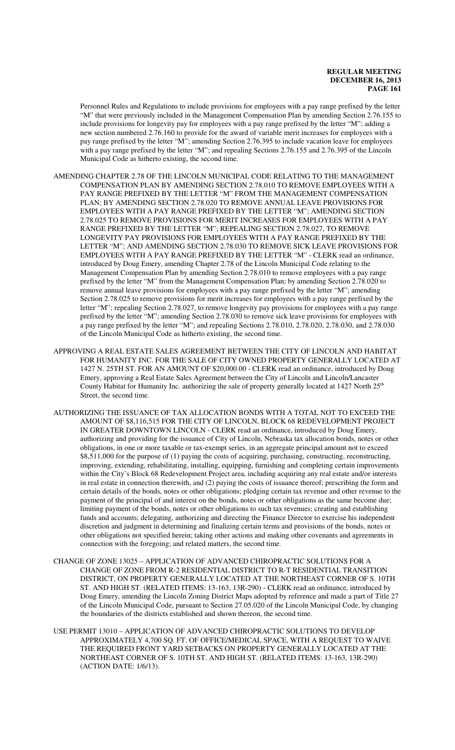Personnel Rules and Regulations to include provisions for employees with a pay range prefixed by the letter "M" that were previously included in the Management Compensation Plan by amending Section 2.76.155 to include provisions for longevity pay for employees with a pay range prefixed by the letter "M"; adding a new section numbered 2.76.160 to provide for the award of variable merit increases for employees with a pay range prefixed by the letter "M"; amending Section 2.76.395 to include vacation leave for employees with a pay range prefixed by the letter "M"; and repealing Sections 2.76.155 and 2.76.395 of the Lincoln Municipal Code as hitherto existing, the second time.

AMENDING CHAPTER 2.78 OF THE LINCOLN MUNICIPAL CODE RELATING TO THE MANAGEMENT COMPENSATION PLAN BY AMENDING SECTION 2.78.010 TO REMOVE EMPLOYEES WITH A PAY RANGE PREFIXED BY THE LETTER "M" FROM THE MANAGEMENT COMPENSATION PLAN; BY AMENDING SECTION 2.78.020 TO REMOVE ANNUAL LEAVE PROVISIONS FOR EMPLOYEES WITH A PAY RANGE PREFIXED BY THE LETTER "M"; AMENDING SECTION 2.78.025 TO REMOVE PROVISIONS FOR MERIT INCREASES FOR EMPLOYEES WITH A PAY RANGE PREFIXED BY THE LETTER "M"; REPEALING SECTION 2.78.027, TO REMOVE LONGEVITY PAY PROVISIONS FOR EMPLOYEES WITH A PAY RANGE PREFIXED BY THE LETTER "M"; AND AMENDING SECTION 2.78.030 TO REMOVE SICK LEAVE PROVISIONS FOR EMPLOYEES WITH A PAY RANGE PREFIXED BY THE LETTER "M" - CLERK read an ordinance, introduced by Doug Emery, amending Chapter 2.78 of the Lincoln Municipal Code relating to the Management Compensation Plan by amending Section 2.78.010 to remove employees with a pay range prefixed by the letter "M" from the Management Compensation Plan; by amending Section 2.78.020 to remove annual leave provisions for employees with a pay range prefixed by the letter "M"; amending Section 2.78.025 to remove provisions for merit increases for employees with a pay range prefixed by the letter "M"; repealing Section 2.78.027, to remove longevity pay provisions for employees with a pay range prefixed by the letter "M"; amending Section 2.78.030 to remove sick leave provisions for employees with a pay range prefixed by the letter "M"; and repealing Sections 2.78.010, 2.78.020, 2.78.030, and 2.78.030 of the Lincoln Municipal Code as hitherto existing, the second time.

APPROVING A REAL ESTATE SALES AGREEMENT BETWEEN THE CITY OF LINCOLN AND HABITAT FOR HUMANITY INC. FOR THE SALE OF CITY OWNED PROPERTY GENERALLY LOCATED AT 1427 N. 25TH ST. FOR AN AMOUNT OF $20,000.00 - CLERK read an ordinance, introduced by Doug Emery, approving a Real Estate Sales Agreement between the City of Lincoln and Lincoln/Lancaster County Habitat for Humanity Inc. authorizing the sale of property generally located at 1427 North 25th Street, the second time.

AUTHORIZING THE ISSUANCE OF TAX ALLOCATION BONDS WITH A TOTAL NOT TO EXCEED THE AMOUNT OF $8,116,515 FOR THE CITY OF LINCOLN, BLOCK 68 REDEVELOPMENT PROJECT IN GREATER DOWNTOWN LINCOLN - CLERK read an ordinance, introduced by Doug Emery, authorizing and providing for the issuance of City of Lincoln, Nebraska tax allocation bonds, notes or other obligations, in one or more taxable or tax-exempt series, in an aggregate principal amount not to exceed $8,511,000 for the purpose of (1) paying the costs of acquiring, purchasing, constructing, reconstructing, improving, extending, rehabilitating, installing, equipping, furnishing and completing certain improvements within the City's Block 68 Redevelopment Project area, including acquiring any real estate and/or interests in real estate in connection therewith, and (2) paying the costs of issuance thereof; prescribing the form and certain details of the bonds, notes or other obligations; pledging certain tax revenue and other revenue to the payment of the principal of and interest on the bonds, notes or other obligations as the same become due; limiting payment of the bonds, notes or other obligations to such tax revenues; creating and establishing funds and accounts; delegating, authorizing and directing the Finance Director to exercise his independent discretion and judgment in determining and finalizing certain terms and provisions of the bonds, notes or other obligations not specified herein; taking other actions and making other covenants and agreements in connection with the foregoing; and related matters, the second time.

CHANGE OF ZONE 13025 – APPLICATION OF ADVANCED CHIROPRACTIC SOLUTIONS FOR A CHANGE OF ZONE FROM R-2 RESIDENTIAL DISTRICT TO R-T RESIDENTIAL TRANSITION DISTRICT, ON PROPERTY GENERALLY LOCATED AT THE NORTHEAST CORNER OF S. 10TH ST. AND HIGH ST. (RELATED ITEMS: 13-163, 13R-290) - CLERK read an ordinance, introduced by Doug Emery, amending the Lincoln Zoning District Maps adopted by reference and made a part of Title 27 of the Lincoln Municipal Code, pursuant to Section 27.05.020 of the Lincoln Municipal Code, by changing the boundaries of the districts established and shown thereon, the second time.

USE PERMIT 13010 – APPLICATION OF ADVANCED CHIROPRACTIC SOLUTIONS TO DEVELOP APPROXIMATELY 4,700 SQ. FT. OF OFFICE/MEDICAL SPACE, WITH A REQUEST TO WAIVE THE REQUIRED FRONT YARD SETBACKS ON PROPERTY GENERALLY LOCATED AT THE NORTHEAST CORNER OF S. 10TH ST. AND HIGH ST. (RELATED ITEMS: 13-163, 13R-290) (ACTION DATE: 1/6/13).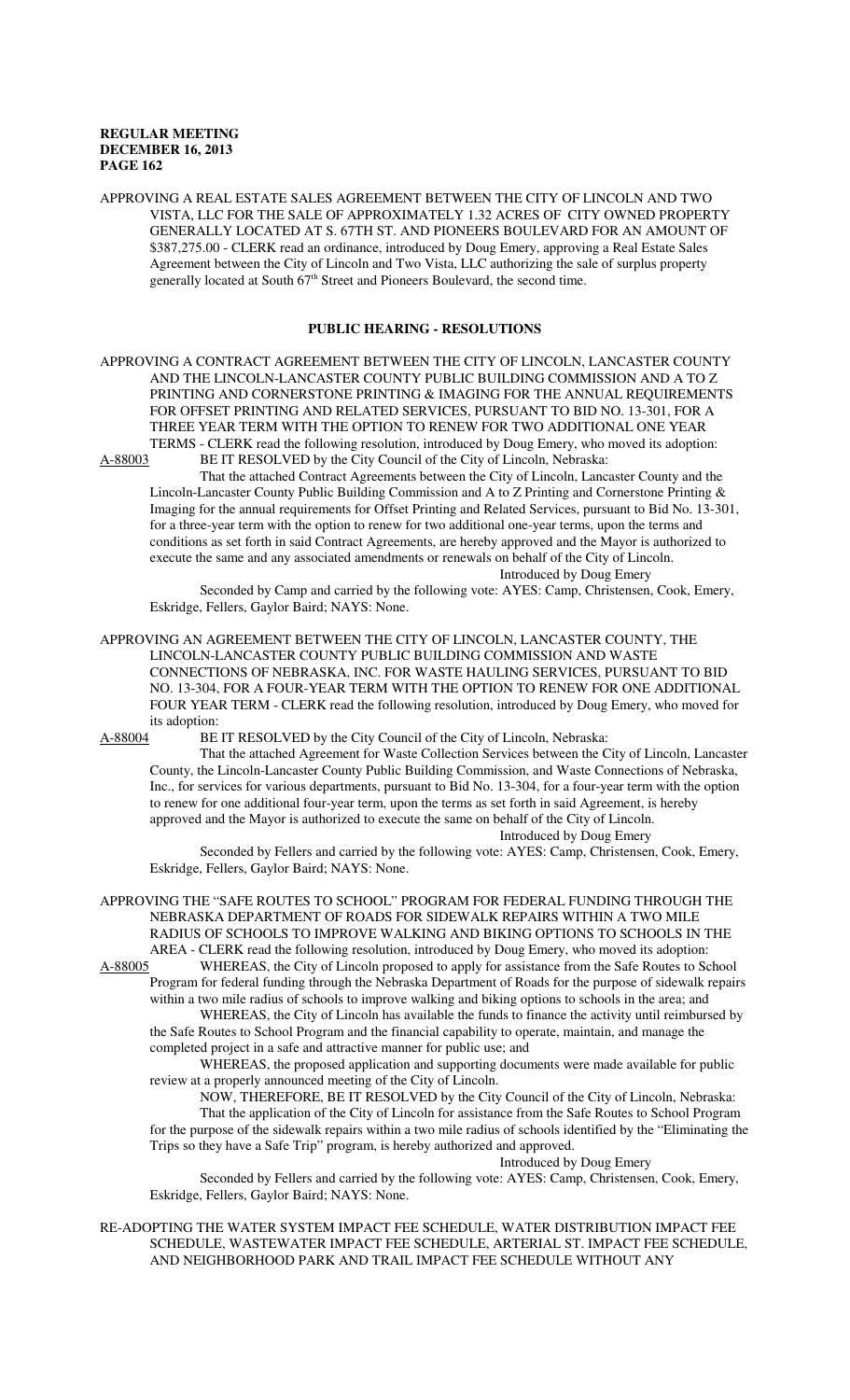APPROVING A REAL ESTATE SALES AGREEMENT BETWEEN THE CITY OF LINCOLN AND TWO VISTA, LLC FOR THE SALE OF APPROXIMATELY 1.32 ACRES OF CITY OWNED PROPERTY GENERALLY LOCATED AT S. 67TH ST. AND PIONEERS BOULEVARD FOR AN AMOUNT OF $387,275.00 - CLERK read an ordinance, introduced by Doug Emery, approving a Real Estate Sales Agreement between the City of Lincoln and Two Vista, LLC authorizing the sale of surplus property generally located at South 67th Street and Pioneers Boulevard, the second time.

## PUBLIC HEARING - RESOLUTIONS

APPROVING A CONTRACT AGREEMENT BETWEEN THE CITY OF LINCOLN, LANCASTER COUNTY AND THE LINCOLN-LANCASTER COUNTY PUBLIC BUILDING COMMISSION AND A TO Z PRINTING AND CORNERSTONE PRINTING & IMAGING FOR THE ANNUAL REQUIREMENTS FOR OFFSET PRINTING AND RELATED SERVICES, PURSUANT TO BID NO. 13-301, FOR A THREE YEAR TERM WITH THE OPTION TO RENEW FOR TWO ADDITIONAL ONE YEAR TERMS - CLERK read the following resolution, introduced by Doug Emery, who moved its adoption:

A-88003 BE IT RESOLVED by the City Council of the City of Lincoln, Nebraska:

That the attached Contract Agreements between the City of Lincoln, Lancaster County and the Lincoln-Lancaster County Public Building Commission and A to Z Printing and Cornerstone Printing & Imaging for the annual requirements for Offset Printing and Related Services, pursuant to Bid No. 13-301, for a three-year term with the option to renew for two additional one-year terms, upon the terms and conditions as set forth in said Contract Agreements, are hereby approved and the Mayor is authorized to execute the same and any associated amendments or renewals on behalf of the City of Lincoln.

Introduced by Doug Emery

Seconded by Camp and carried by the following vote: AYES: Camp, Christensen, Cook, Emery, Eskridge, Fellers, Gaylor Baird; NAYS: None.

APPROVING AN AGREEMENT BETWEEN THE CITY OF LINCOLN, LANCASTER COUNTY, THE LINCOLN-LANCASTER COUNTY PUBLIC BUILDING COMMISSION AND WASTE CONNECTIONS OF NEBRASKA, INC. FOR WASTE HAULING SERVICES, PURSUANT TO BID NO. 13-304, FOR A FOUR-YEAR TERM WITH THE OPTION TO RENEW FOR ONE ADDITIONAL FOUR YEAR TERM - CLERK read the following resolution, introduced by Doug Emery, who moved for its adoption:

A-88004 BE IT RESOLVED by the City Council of the City of Lincoln, Nebraska:

That the attached Agreement for Waste Collection Services between the City of Lincoln, Lancaster County, the Lincoln-Lancaster County Public Building Commission, and Waste Connections of Nebraska, Inc., for services for various departments, pursuant to Bid No. 13-304, for a four-year term with the option to renew for one additional four-year term, upon the terms as set forth in said Agreement, is hereby approved and the Mayor is authorized to execute the same on behalf of the City of Lincoln.

Introduced by Doug Emery

Seconded by Fellers and carried by the following vote: AYES: Camp, Christensen, Cook, Emery, Eskridge, Fellers, Gaylor Baird; NAYS: None.

APPROVING THE "SAFE ROUTES TO SCHOOL" PROGRAM FOR FEDERAL FUNDING THROUGH THE NEBRASKA DEPARTMENT OF ROADS FOR SIDEWALK REPAIRS WITHIN A TWO MILE RADIUS OF SCHOOLS TO IMPROVE WALKING AND BIKING OPTIONS TO SCHOOLS IN THE AREA - CLERK read the following resolution, introduced by Doug Emery, who moved its adoption:

A-88005 WHEREAS, the City of Lincoln proposed to apply for assistance from the Safe Routes to School Program for federal funding through the Nebraska Department of Roads for the purpose of sidewalk repairs within a two mile radius of schools to improve walking and biking options to schools in the area; and

WHEREAS, the City of Lincoln has available the funds to finance the activity until reimbursed by the Safe Routes to School Program and the financial capability to operate, maintain, and manage the completed project in a safe and attractive manner for public use; and

WHEREAS, the proposed application and supporting documents were made available for public review at a properly announced meeting of the City of Lincoln.

NOW, THEREFORE, BE IT RESOLVED by the City Council of the City of Lincoln, Nebraska:

That the application of the City of Lincoln for assistance from the Safe Routes to School Program for the purpose of the sidewalk repairs within a two mile radius of schools identified by the "Eliminating the Trips so they have a Safe Trip" program, is hereby authorized and approved.

Introduced by Doug Emery

Seconded by Fellers and carried by the following vote: AYES: Camp, Christensen, Cook, Emery, Eskridge, Fellers, Gaylor Baird; NAYS: None.

RE-ADOPTING THE WATER SYSTEM IMPACT FEE SCHEDULE, WATER DISTRIBUTION IMPACT FEE SCHEDULE, WASTEWATER IMPACT FEE SCHEDULE, ARTERIAL ST. IMPACT FEE SCHEDULE, AND NEIGHBORHOOD PARK AND TRAIL IMPACT FEE SCHEDULE WITHOUT ANY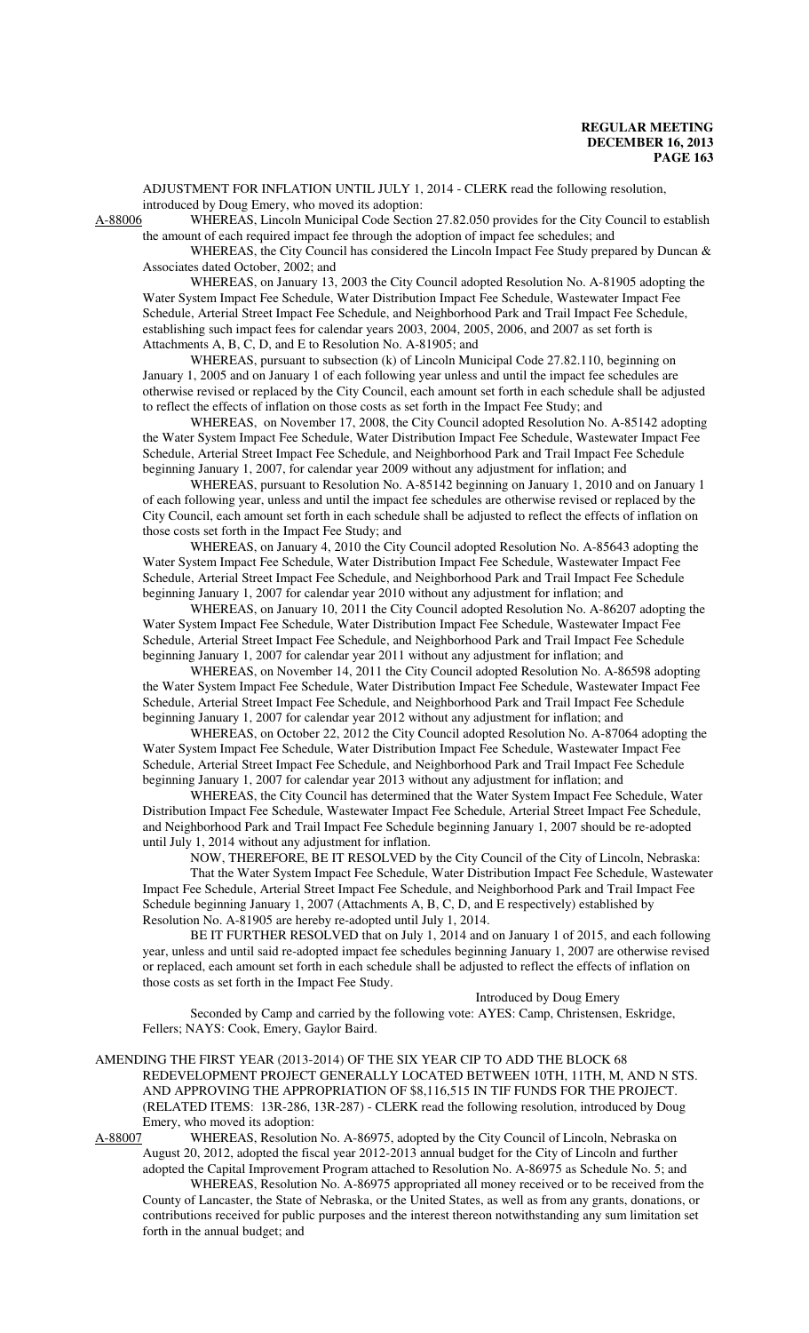ADJUSTMENT FOR INFLATION UNTIL JULY 1, 2014 - CLERK read the following resolution, introduced by Doug Emery, who moved its adoption:

A-88006 WHEREAS, Lincoln Municipal Code Section 27.82.050 provides for the City Council to establish the amount of each required impact fee through the adoption of impact fee schedules; and

WHEREAS, the City Council has considered the Lincoln Impact Fee Study prepared by Duncan & Associates dated October, 2002; and

WHEREAS, on January 13, 2003 the City Council adopted Resolution No. A-81905 adopting the Water System Impact Fee Schedule, Water Distribution Impact Fee Schedule, Wastewater Impact Fee Schedule, Arterial Street Impact Fee Schedule, and Neighborhood Park and Trail Impact Fee Schedule, establishing such impact fees for calendar years 2003, 2004, 2005, 2006, and 2007 as set forth is Attachments A, B, C, D, and E to Resolution No. A-81905; and

WHEREAS, pursuant to subsection (k) of Lincoln Municipal Code 27.82.110, beginning on January 1, 2005 and on January 1 of each following year unless and until the impact fee schedules are otherwise revised or replaced by the City Council, each amount set forth in each schedule shall be adjusted to reflect the effects of inflation on those costs as set forth in the Impact Fee Study; and

WHEREAS, on November 17, 2008, the City Council adopted Resolution No. A-85142 adopting the Water System Impact Fee Schedule, Water Distribution Impact Fee Schedule, Wastewater Impact Fee Schedule, Arterial Street Impact Fee Schedule, and Neighborhood Park and Trail Impact Fee Schedule beginning January 1, 2007, for calendar year 2009 without any adjustment for inflation; and

WHEREAS, pursuant to Resolution No. A-85142 beginning on January 1, 2010 and on January 1 of each following year, unless and until the impact fee schedules are otherwise revised or replaced by the City Council, each amount set forth in each schedule shall be adjusted to reflect the effects of inflation on those costs set forth in the Impact Fee Study; and

WHEREAS, on January 4, 2010 the City Council adopted Resolution No. A-85643 adopting the Water System Impact Fee Schedule, Water Distribution Impact Fee Schedule, Wastewater Impact Fee Schedule, Arterial Street Impact Fee Schedule, and Neighborhood Park and Trail Impact Fee Schedule beginning January 1, 2007 for calendar year 2010 without any adjustment for inflation; and

WHEREAS, on January 10, 2011 the City Council adopted Resolution No. A-86207 adopting the Water System Impact Fee Schedule, Water Distribution Impact Fee Schedule, Wastewater Impact Fee Schedule, Arterial Street Impact Fee Schedule, and Neighborhood Park and Trail Impact Fee Schedule beginning January 1, 2007 for calendar year 2011 without any adjustment for inflation; and

WHEREAS, on November 14, 2011 the City Council adopted Resolution No. A-86598 adopting the Water System Impact Fee Schedule, Water Distribution Impact Fee Schedule, Wastewater Impact Fee Schedule, Arterial Street Impact Fee Schedule, and Neighborhood Park and Trail Impact Fee Schedule beginning January 1, 2007 for calendar year 2012 without any adjustment for inflation; and

WHEREAS, on October 22, 2012 the City Council adopted Resolution No. A-87064 adopting the Water System Impact Fee Schedule, Water Distribution Impact Fee Schedule, Wastewater Impact Fee Schedule, Arterial Street Impact Fee Schedule, and Neighborhood Park and Trail Impact Fee Schedule beginning January 1, 2007 for calendar year 2013 without any adjustment for inflation; and

WHEREAS, the City Council has determined that the Water System Impact Fee Schedule, Water Distribution Impact Fee Schedule, Wastewater Impact Fee Schedule, Arterial Street Impact Fee Schedule, and Neighborhood Park and Trail Impact Fee Schedule beginning January 1, 2007 should be re-adopted until July 1, 2014 without any adjustment for inflation.

NOW, THEREFORE, BE IT RESOLVED by the City Council of the City of Lincoln, Nebraska:

That the Water System Impact Fee Schedule, Water Distribution Impact Fee Schedule, Wastewater Impact Fee Schedule, Arterial Street Impact Fee Schedule, and Neighborhood Park and Trail Impact Fee Schedule beginning January 1, 2007 (Attachments A, B, C, D, and E respectively) established by Resolution No. A-81905 are hereby re-adopted until July 1, 2014.

BE IT FURTHER RESOLVED that on July 1, 2014 and on January 1 of 2015, and each following year, unless and until said re-adopted impact fee schedules beginning January 1, 2007 are otherwise revised or replaced, each amount set forth in each schedule shall be adjusted to reflect the effects of inflation on those costs as set forth in the Impact Fee Study.

Introduced by Doug Emery

Seconded by Camp and carried by the following vote: AYES: Camp, Christensen, Eskridge, Fellers; NAYS: Cook, Emery, Gaylor Baird.

AMENDING THE FIRST YEAR (2013-2014) OF THE SIX YEAR CIP TO ADD THE BLOCK 68 REDEVELOPMENT PROJECT GENERALLY LOCATED BETWEEN 10TH, 11TH, M, AND N STS. AND APPROVING THE APPROPRIATION OF $8,116,515 IN TIF FUNDS FOR THE PROJECT. (RELATED ITEMS: 13R-286, 13R-287) - CLERK read the following resolution, introduced by Doug Emery, who moved its adoption:

A-88007 WHEREAS, Resolution No. A-86975, adopted by the City Council of Lincoln, Nebraska on August 20, 2012, adopted the fiscal year 2012-2013 annual budget for the City of Lincoln and further adopted the Capital Improvement Program attached to Resolution No. A-86975 as Schedule No. 5; and

WHEREAS, Resolution No. A-86975 appropriated all money received or to be received from the County of Lancaster, the State of Nebraska, or the United States, as well as from any grants, donations, or contributions received for public purposes and the interest thereon notwithstanding any sum limitation set forth in the annual budget; and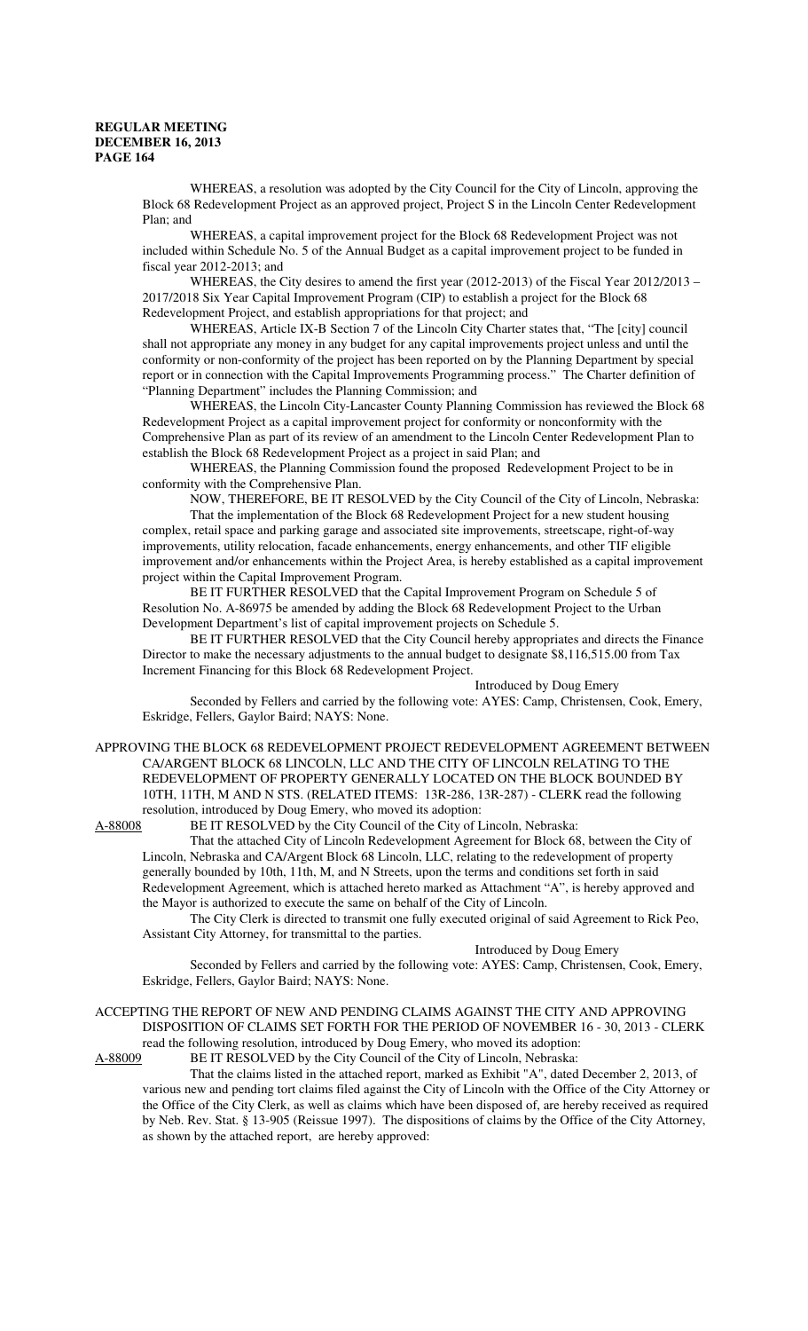WHEREAS, a resolution was adopted by the City Council for the City of Lincoln, approving the Block 68 Redevelopment Project as an approved project, Project S in the Lincoln Center Redevelopment Plan; and

WHEREAS, a capital improvement project for the Block 68 Redevelopment Project was not included within Schedule No. 5 of the Annual Budget as a capital improvement project to be funded in fiscal year 2012-2013; and

WHEREAS, the City desires to amend the first year (2012-2013) of the Fiscal Year 2012/2013 – 2017/2018 Six Year Capital Improvement Program (CIP) to establish a project for the Block 68 Redevelopment Project, and establish appropriations for that project; and

WHEREAS, Article IX-B Section 7 of the Lincoln City Charter states that, "The [city] council shall not appropriate any money in any budget for any capital improvements project unless and until the conformity or non-conformity of the project has been reported on by the Planning Department by special report or in connection with the Capital Improvements Programming process." The Charter definition of "Planning Department" includes the Planning Commission; and

WHEREAS, the Lincoln City-Lancaster County Planning Commission has reviewed the Block 68 Redevelopment Project as a capital improvement project for conformity or nonconformity with the Comprehensive Plan as part of its review of an amendment to the Lincoln Center Redevelopment Plan to establish the Block 68 Redevelopment Project as a project in said Plan; and

WHEREAS, the Planning Commission found the proposed Redevelopment Project to be in conformity with the Comprehensive Plan.

NOW, THEREFORE, BE IT RESOLVED by the City Council of the City of Lincoln, Nebraska:

That the implementation of the Block 68 Redevelopment Project for a new student housing complex, retail space and parking garage and associated site improvements, streetscape, right-of-way improvements, utility relocation, facade enhancements, energy enhancements, and other TIF eligible improvement and/or enhancements within the Project Area, is hereby established as a capital improvement project within the Capital Improvement Program.

BE IT FURTHER RESOLVED that the Capital Improvement Program on Schedule 5 of Resolution No. A-86975 be amended by adding the Block 68 Redevelopment Project to the Urban Development Department's list of capital improvement projects on Schedule 5.

BE IT FURTHER RESOLVED that the City Council hereby appropriates and directs the Finance Director to make the necessary adjustments to the annual budget to designate $8,116,515.00 from Tax Increment Financing for this Block 68 Redevelopment Project.

Introduced by Doug Emery

Seconded by Fellers and carried by the following vote: AYES: Camp, Christensen, Cook, Emery, Eskridge, Fellers, Gaylor Baird; NAYS: None.

APPROVING THE BLOCK 68 REDEVELOPMENT PROJECT REDEVELOPMENT AGREEMENT BETWEEN CA/ARGENT BLOCK 68 LINCOLN, LLC AND THE CITY OF LINCOLN RELATING TO THE REDEVELOPMENT OF PROPERTY GENERALLY LOCATED ON THE BLOCK BOUNDED BY 10TH, 11TH, M AND N STS. (RELATED ITEMS: 13R-286, 13R-287) - CLERK read the following resolution, introduced by Doug Emery, who moved its adoption:

A-88008 BE IT RESOLVED by the City Council of the City of Lincoln, Nebraska:

That the attached City of Lincoln Redevelopment Agreement for Block 68, between the City of Lincoln, Nebraska and CA/Argent Block 68 Lincoln, LLC, relating to the redevelopment of property generally bounded by 10th, 11th, M, and N Streets, upon the terms and conditions set forth in said Redevelopment Agreement, which is attached hereto marked as Attachment "A", is hereby approved and the Mayor is authorized to execute the same on behalf of the City of Lincoln.

The City Clerk is directed to transmit one fully executed original of said Agreement to Rick Peo, Assistant City Attorney, for transmittal to the parties.

Introduced by Doug Emery

Seconded by Fellers and carried by the following vote: AYES: Camp, Christensen, Cook, Emery, Eskridge, Fellers, Gaylor Baird; NAYS: None.

ACCEPTING THE REPORT OF NEW AND PENDING CLAIMS AGAINST THE CITY AND APPROVING DISPOSITION OF CLAIMS SET FORTH FOR THE PERIOD OF NOVEMBER 16 - 30, 2013 - CLERK read the following resolution, introduced by Doug Emery, who moved its adoption:

A-88009 BE IT RESOLVED by the City Council of the City of Lincoln, Nebraska:

That the claims listed in the attached report, marked as Exhibit "A", dated December 2, 2013, of various new and pending tort claims filed against the City of Lincoln with the Office of the City Attorney or the Office of the City Clerk, as well as claims which have been disposed of, are hereby received as required by Neb. Rev. Stat. § 13-905 (Reissue 1997). The dispositions of claims by the Office of the City Attorney, as shown by the attached report, are hereby approved: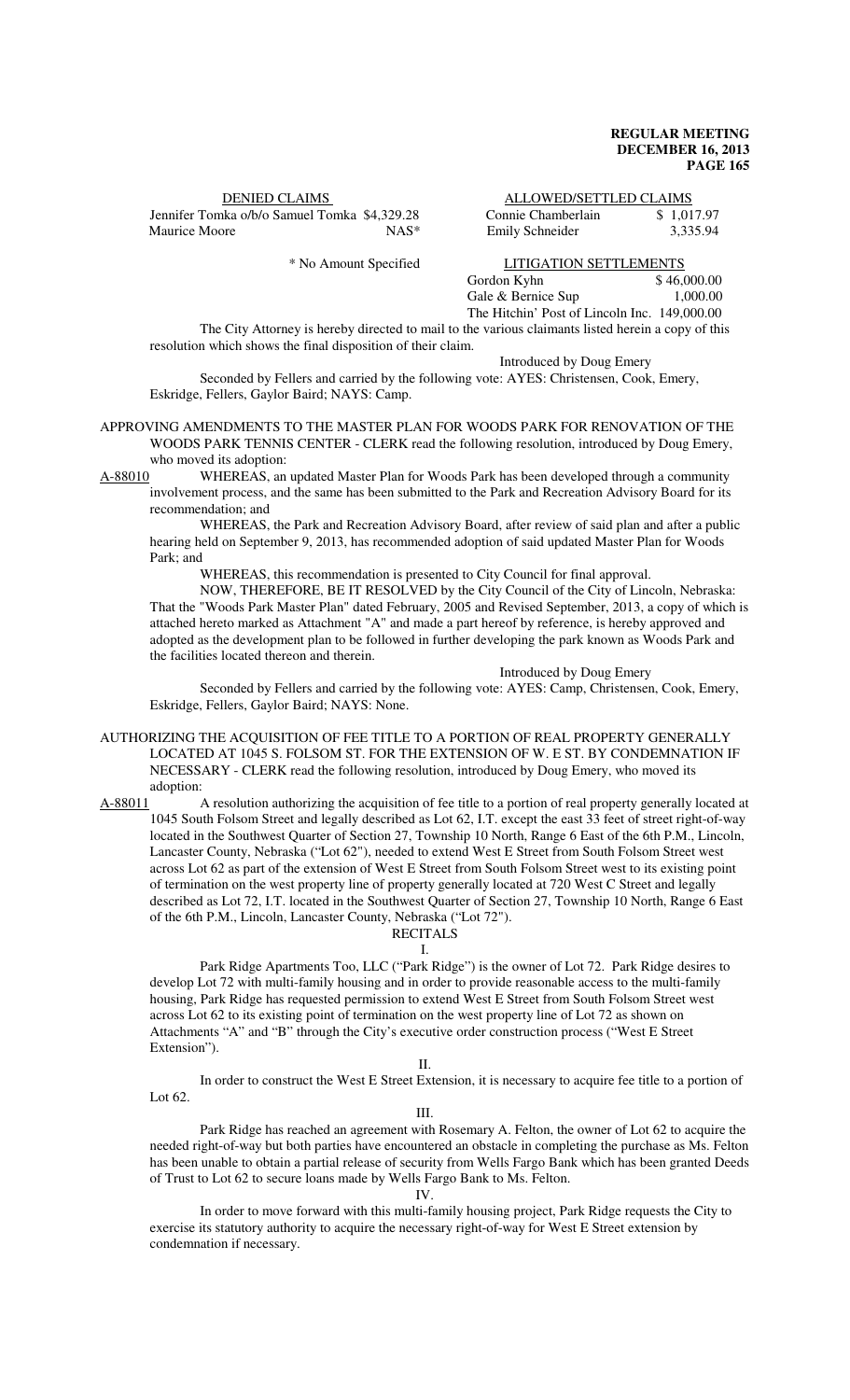| DENIED CLAIMS | | ALLOWED/SETTLED CLAIMS | |
|---|---|---|---|
| Jennifer Tomka o/b/o Samuel Tomka | $4,329.28 | Connie Chamberlain | $ 1,017.97 |
| Maurice Moore | NAS* | Emily Schneider | 3,335.94 |

\* No Amount Specified

| LITIGATION SETTLEMENTS | |
|---|---|
| Gordon Kyhn | $ 46,000.00 |
| Gale & Bernice Sup | 1,000.00 |
| The Hitchin' Post of Lincoln Inc. | 149,000.00 |

The City Attorney is hereby directed to mail to the various claimants listed herein a copy of this resolution which shows the final disposition of their claim.

Introduced by Doug Emery

Seconded by Fellers and carried by the following vote: AYES: Christensen, Cook, Emery, Eskridge, Fellers, Gaylor Baird; NAYS: Camp.

APPROVING AMENDMENTS TO THE MASTER PLAN FOR WOODS PARK FOR RENOVATION OF THE WOODS PARK TENNIS CENTER - CLERK read the following resolution, introduced by Doug Emery, who moved its adoption:

A-88010 WHEREAS, an updated Master Plan for Woods Park has been developed through a community involvement process, and the same has been submitted to the Park and Recreation Advisory Board for its recommendation; and

WHEREAS, the Park and Recreation Advisory Board, after review of said plan and after a public hearing held on September 9, 2013, has recommended adoption of said updated Master Plan for Woods Park; and

WHEREAS, this recommendation is presented to City Council for final approval.

NOW, THEREFORE, BE IT RESOLVED by the City Council of the City of Lincoln, Nebraska: That the "Woods Park Master Plan" dated February, 2005 and Revised September, 2013, a copy of which is attached hereto marked as Attachment "A" and made a part hereof by reference, is hereby approved and adopted as the development plan to be followed in further developing the park known as Woods Park and the facilities located thereon and therein.

Introduced by Doug Emery

Seconded by Fellers and carried by the following vote: AYES: Camp, Christensen, Cook, Emery, Eskridge, Fellers, Gaylor Baird; NAYS: None.

AUTHORIZING THE ACQUISITION OF FEE TITLE TO A PORTION OF REAL PROPERTY GENERALLY LOCATED AT 1045 S. FOLSOM ST. FOR THE EXTENSION OF W. E ST. BY CONDEMNATION IF NECESSARY - CLERK read the following resolution, introduced by Doug Emery, who moved its adoption:

A-88011 A resolution authorizing the acquisition of fee title to a portion of real property generally located at 1045 South Folsom Street and legally described as Lot 62, I.T. except the east 33 feet of street right-of-way located in the Southwest Quarter of Section 27, Township 10 North, Range 6 East of the 6th P.M., Lincoln, Lancaster County, Nebraska ("Lot 62"), needed to extend West E Street from South Folsom Street west across Lot 62 as part of the extension of West E Street from South Folsom Street west to its existing point of termination on the west property line of property generally located at 720 West C Street and legally described as Lot 72, I.T. located in the Southwest Quarter of Section 27, Township 10 North, Range 6 East of the 6th P.M., Lincoln, Lancaster County, Nebraska ("Lot 72").

RECITALS

I.

Park Ridge Apartments Too, LLC ("Park Ridge") is the owner of Lot 72. Park Ridge desires to develop Lot 72 with multi-family housing and in order to provide reasonable access to the multi-family housing, Park Ridge has requested permission to extend West E Street from South Folsom Street west across Lot 62 to its existing point of termination on the west property line of Lot 72 as shown on Attachments "A" and "B" through the City's executive order construction process ("West E Street Extension").

II.

In order to construct the West E Street Extension, it is necessary to acquire fee title to a portion of Lot 62.

III.

Park Ridge has reached an agreement with Rosemary A. Felton, the owner of Lot 62 to acquire the needed right-of-way but both parties have encountered an obstacle in completing the purchase as Ms. Felton has been unable to obtain a partial release of security from Wells Fargo Bank which has been granted Deeds of Trust to Lot 62 to secure loans made by Wells Fargo Bank to Ms. Felton.

IV.

In order to move forward with this multi-family housing project, Park Ridge requests the City to exercise its statutory authority to acquire the necessary right-of-way for West E Street extension by condemnation if necessary.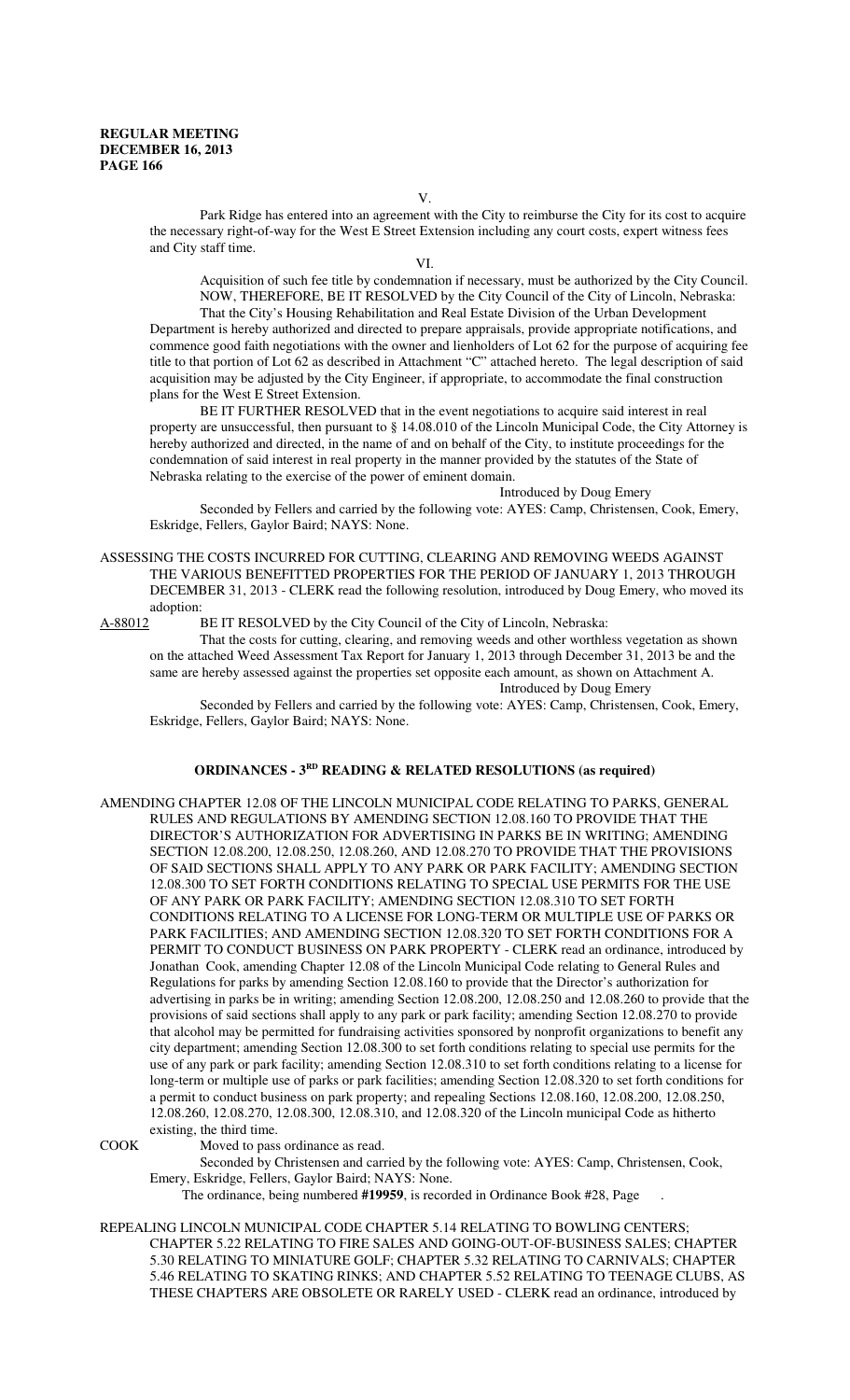V.

Park Ridge has entered into an agreement with the City to reimburse the City for its cost to acquire the necessary right-of-way for the West E Street Extension including any court costs, expert witness fees and City staff time.

VI.

Acquisition of such fee title by condemnation if necessary, must be authorized by the City Council.

NOW, THEREFORE, BE IT RESOLVED by the City Council of the City of Lincoln, Nebraska:

That the City's Housing Rehabilitation and Real Estate Division of the Urban Development Department is hereby authorized and directed to prepare appraisals, provide appropriate notifications, and commence good faith negotiations with the owner and lienholders of Lot 62 for the purpose of acquiring fee title to that portion of Lot 62 as described in Attachment "C" attached hereto. The legal description of said acquisition may be adjusted by the City Engineer, if appropriate, to accommodate the final construction plans for the West E Street Extension.

BE IT FURTHER RESOLVED that in the event negotiations to acquire said interest in real property are unsuccessful, then pursuant to § 14.08.010 of the Lincoln Municipal Code, the City Attorney is hereby authorized and directed, in the name of and on behalf of the City, to institute proceedings for the condemnation of said interest in real property in the manner provided by the statutes of the State of Nebraska relating to the exercise of the power of eminent domain.

Introduced by Doug Emery

Seconded by Fellers and carried by the following vote: AYES: Camp, Christensen, Cook, Emery, Eskridge, Fellers, Gaylor Baird; NAYS: None.

ASSESSING THE COSTS INCURRED FOR CUTTING, CLEARING AND REMOVING WEEDS AGAINST THE VARIOUS BENEFITTED PROPERTIES FOR THE PERIOD OF JANUARY 1, 2013 THROUGH DECEMBER 31, 2013 - CLERK read the following resolution, introduced by Doug Emery, who moved its adoption:

A-88012 BE IT RESOLVED by the City Council of the City of Lincoln, Nebraska:

That the costs for cutting, clearing, and removing weeds and other worthless vegetation as shown on the attached Weed Assessment Tax Report for January 1, 2013 through December 31, 2013 be and the same are hereby assessed against the properties set opposite each amount, as shown on Attachment A.

Introduced by Doug Emery

Seconded by Fellers and carried by the following vote: AYES: Camp, Christensen, Cook, Emery, Eskridge, Fellers, Gaylor Baird; NAYS: None.

## ORDINANCES - 3RD READING & RELATED RESOLUTIONS (as required)

AMENDING CHAPTER 12.08 OF THE LINCOLN MUNICIPAL CODE RELATING TO PARKS, GENERAL RULES AND REGULATIONS BY AMENDING SECTION 12.08.160 TO PROVIDE THAT THE DIRECTOR'S AUTHORIZATION FOR ADVERTISING IN PARKS BE IN WRITING; AMENDING SECTION 12.08.200, 12.08.250, 12.08.260, AND 12.08.270 TO PROVIDE THAT THE PROVISIONS OF SAID SECTIONS SHALL APPLY TO ANY PARK OR PARK FACILITY; AMENDING SECTION 12.08.300 TO SET FORTH CONDITIONS RELATING TO SPECIAL USE PERMITS FOR THE USE OF ANY PARK OR PARK FACILITY; AMENDING SECTION 12.08.310 TO SET FORTH CONDITIONS RELATING TO A LICENSE FOR LONG-TERM OR MULTIPLE USE OF PARKS OR PARK FACILITIES; AND AMENDING SECTION 12.08.320 TO SET FORTH CONDITIONS FOR A PERMIT TO CONDUCT BUSINESS ON PARK PROPERTY - CLERK read an ordinance, introduced by Jonathan Cook, amending Chapter 12.08 of the Lincoln Municipal Code relating to General Rules and Regulations for parks by amending Section 12.08.160 to provide that the Director's authorization for advertising in parks be in writing; amending Section 12.08.200, 12.08.250 and 12.08.260 to provide that the provisions of said sections shall apply to any park or park facility; amending Section 12.08.270 to provide that alcohol may be permitted for fundraising activities sponsored by nonprofit organizations to benefit any city department; amending Section 12.08.300 to set forth conditions relating to special use permits for the use of any park or park facility; amending Section 12.08.310 to set forth conditions relating to a license for long-term or multiple use of parks or park facilities; amending Section 12.08.320 to set forth conditions for a permit to conduct business on park property; and repealing Sections 12.08.160, 12.08.200, 12.08.250, 12.08.260, 12.08.270, 12.08.300, 12.08.310, and 12.08.320 of the Lincoln municipal Code as hitherto existing, the third time.

COOK Moved to pass ordinance as read.

Seconded by Christensen and carried by the following vote: AYES: Camp, Christensen, Cook, Emery, Eskridge, Fellers, Gaylor Baird; NAYS: None.

The ordinance, being numbered **#19959**, is recorded in Ordinance Book #28, Page .

REPEALING LINCOLN MUNICIPAL CODE CHAPTER 5.14 RELATING TO BOWLING CENTERS; CHAPTER 5.22 RELATING TO FIRE SALES AND GOING-OUT-OF-BUSINESS SALES; CHAPTER 5.30 RELATING TO MINIATURE GOLF; CHAPTER 5.32 RELATING TO CARNIVALS; CHAPTER 5.46 RELATING TO SKATING RINKS; AND CHAPTER 5.52 RELATING TO TEENAGE CLUBS, AS THESE CHAPTERS ARE OBSOLETE OR RARELY USED - CLERK read an ordinance, introduced by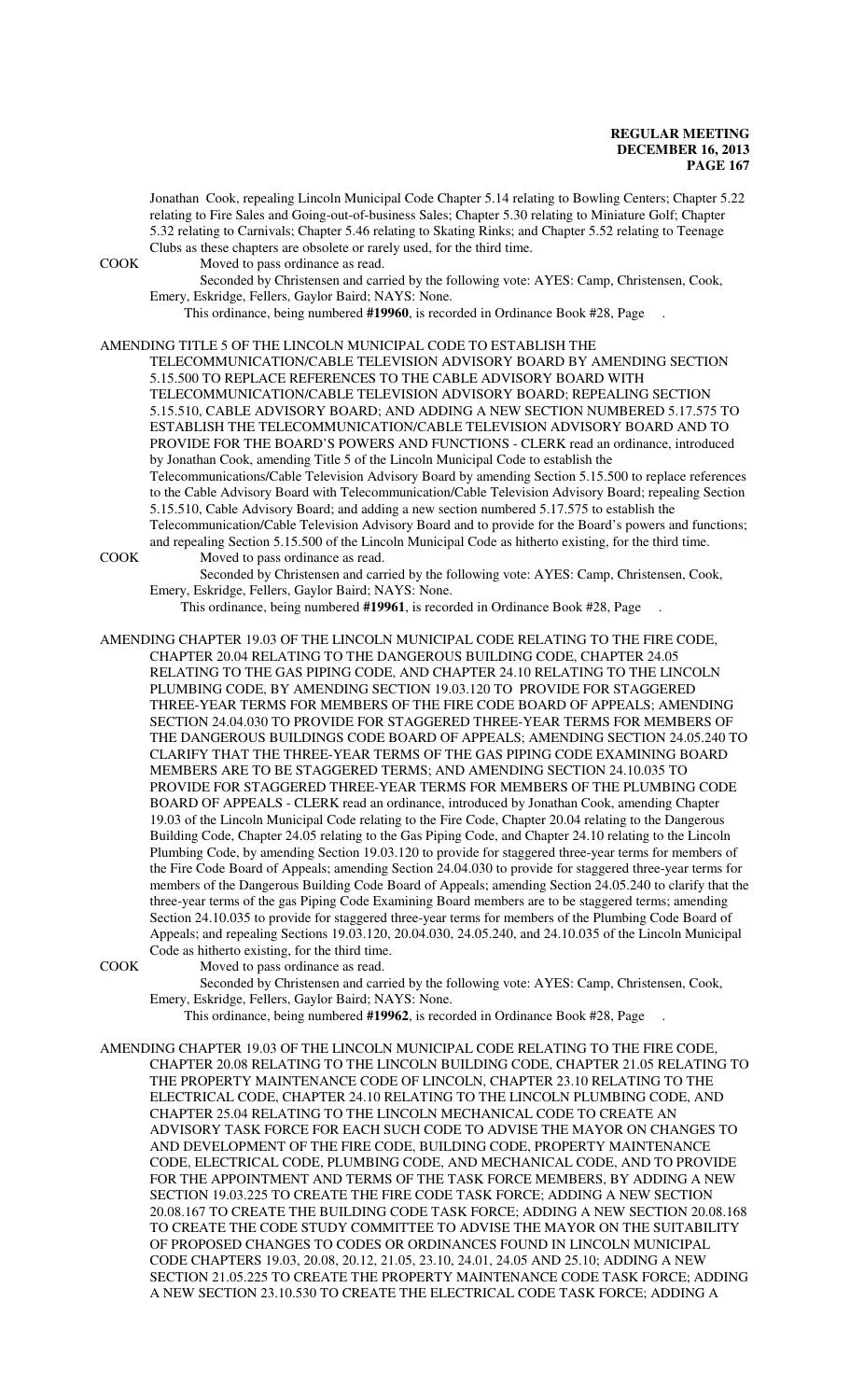Jonathan Cook, repealing Lincoln Municipal Code Chapter 5.14 relating to Bowling Centers; Chapter 5.22 relating to Fire Sales and Going-out-of-business Sales; Chapter 5.30 relating to Miniature Golf; Chapter 5.32 relating to Carnivals; Chapter 5.46 relating to Skating Rinks; and Chapter 5.52 relating to Teenage Clubs as these chapters are obsolete or rarely used, for the third time.

COOK Moved to pass ordinance as read.

Seconded by Christensen and carried by the following vote: AYES: Camp, Christensen, Cook, Emery, Eskridge, Fellers, Gaylor Baird; NAYS: None.

This ordinance, being numbered **#19960**, is recorded in Ordinance Book #28, Page .

AMENDING TITLE 5 OF THE LINCOLN MUNICIPAL CODE TO ESTABLISH THE TELECOMMUNICATION/CABLE TELEVISION ADVISORY BOARD BY AMENDING SECTION 5.15.500 TO REPLACE REFERENCES TO THE CABLE ADVISORY BOARD WITH TELECOMMUNICATION/CABLE TELEVISION ADVISORY BOARD; REPEALING SECTION 5.15.510, CABLE ADVISORY BOARD; AND ADDING A NEW SECTION NUMBERED 5.17.575 TO ESTABLISH THE TELECOMMUNICATION/CABLE TELEVISION ADVISORY BOARD AND TO PROVIDE FOR THE BOARD'S POWERS AND FUNCTIONS - CLERK read an ordinance, introduced by Jonathan Cook, amending Title 5 of the Lincoln Municipal Code to establish the Telecommunications/Cable Television Advisory Board by amending Section 5.15.500 to replace references to the Cable Advisory Board with Telecommunication/Cable Television Advisory Board; repealing Section 5.15.510, Cable Advisory Board; and adding a new section numbered 5.17.575 to establish the Telecommunication/Cable Television Advisory Board and to provide for the Board's powers and functions; and repealing Section 5.15.500 of the Lincoln Municipal Code as hitherto existing, for the third time.

COOK Moved to pass ordinance as read.

Seconded by Christensen and carried by the following vote: AYES: Camp, Christensen, Cook, Emery, Eskridge, Fellers, Gaylor Baird; NAYS: None.

This ordinance, being numbered **#19961**, is recorded in Ordinance Book #28, Page .

AMENDING CHAPTER 19.03 OF THE LINCOLN MUNICIPAL CODE RELATING TO THE FIRE CODE, CHAPTER 20.04 RELATING TO THE DANGEROUS BUILDING CODE, CHAPTER 24.05 RELATING TO THE GAS PIPING CODE, AND CHAPTER 24.10 RELATING TO THE LINCOLN PLUMBING CODE, BY AMENDING SECTION 19.03.120 TO PROVIDE FOR STAGGERED THREE-YEAR TERMS FOR MEMBERS OF THE FIRE CODE BOARD OF APPEALS; AMENDING SECTION 24.04.030 TO PROVIDE FOR STAGGERED THREE-YEAR TERMS FOR MEMBERS OF THE DANGEROUS BUILDINGS CODE BOARD OF APPEALS; AMENDING SECTION 24.05.240 TO CLARIFY THAT THE THREE-YEAR TERMS OF THE GAS PIPING CODE EXAMINING BOARD MEMBERS ARE TO BE STAGGERED TERMS; AND AMENDING SECTION 24.10.035 TO PROVIDE FOR STAGGERED THREE-YEAR TERMS FOR MEMBERS OF THE PLUMBING CODE BOARD OF APPEALS - CLERK read an ordinance, introduced by Jonathan Cook, amending Chapter 19.03 of the Lincoln Municipal Code relating to the Fire Code, Chapter 20.04 relating to the Dangerous Building Code, Chapter 24.05 relating to the Gas Piping Code, and Chapter 24.10 relating to the Lincoln Plumbing Code, by amending Section 19.03.120 to provide for staggered three-year terms for members of the Fire Code Board of Appeals; amending Section 24.04.030 to provide for staggered three-year terms for members of the Dangerous Building Code Board of Appeals; amending Section 24.05.240 to clarify that the three-year terms of the gas Piping Code Examining Board members are to be staggered terms; amending Section 24.10.035 to provide for staggered three-year terms for members of the Plumbing Code Board of Appeals; and repealing Sections 19.03.120, 20.04.030, 24.05.240, and 24.10.035 of the Lincoln Municipal Code as hitherto existing, for the third time.

COOK Moved to pass ordinance as read.

Seconded by Christensen and carried by the following vote: AYES: Camp, Christensen, Cook, Emery, Eskridge, Fellers, Gaylor Baird; NAYS: None.

This ordinance, being numbered **#19962**, is recorded in Ordinance Book #28, Page .

AMENDING CHAPTER 19.03 OF THE LINCOLN MUNICIPAL CODE RELATING TO THE FIRE CODE, CHAPTER 20.08 RELATING TO THE LINCOLN BUILDING CODE, CHAPTER 21.05 RELATING TO THE PROPERTY MAINTENANCE CODE OF LINCOLN, CHAPTER 23.10 RELATING TO THE ELECTRICAL CODE, CHAPTER 24.10 RELATING TO THE LINCOLN PLUMBING CODE, AND CHAPTER 25.04 RELATING TO THE LINCOLN MECHANICAL CODE TO CREATE AN ADVISORY TASK FORCE FOR EACH SUCH CODE TO ADVISE THE MAYOR ON CHANGES TO AND DEVELOPMENT OF THE FIRE CODE, BUILDING CODE, PROPERTY MAINTENANCE CODE, ELECTRICAL CODE, PLUMBING CODE, AND MECHANICAL CODE, AND TO PROVIDE FOR THE APPOINTMENT AND TERMS OF THE TASK FORCE MEMBERS, BY ADDING A NEW SECTION 19.03.225 TO CREATE THE FIRE CODE TASK FORCE; ADDING A NEW SECTION 20.08.167 TO CREATE THE BUILDING CODE TASK FORCE; ADDING A NEW SECTION 20.08.168 TO CREATE THE CODE STUDY COMMITTEE TO ADVISE THE MAYOR ON THE SUITABILITY OF PROPOSED CHANGES TO CODES OR ORDINANCES FOUND IN LINCOLN MUNICIPAL CODE CHAPTERS 19.03, 20.08, 20.12, 21.05, 23.10, 24.01, 24.05 AND 25.10; ADDING A NEW SECTION 21.05.225 TO CREATE THE PROPERTY MAINTENANCE CODE TASK FORCE; ADDING A NEW SECTION 23.10.530 TO CREATE THE ELECTRICAL CODE TASK FORCE; ADDING A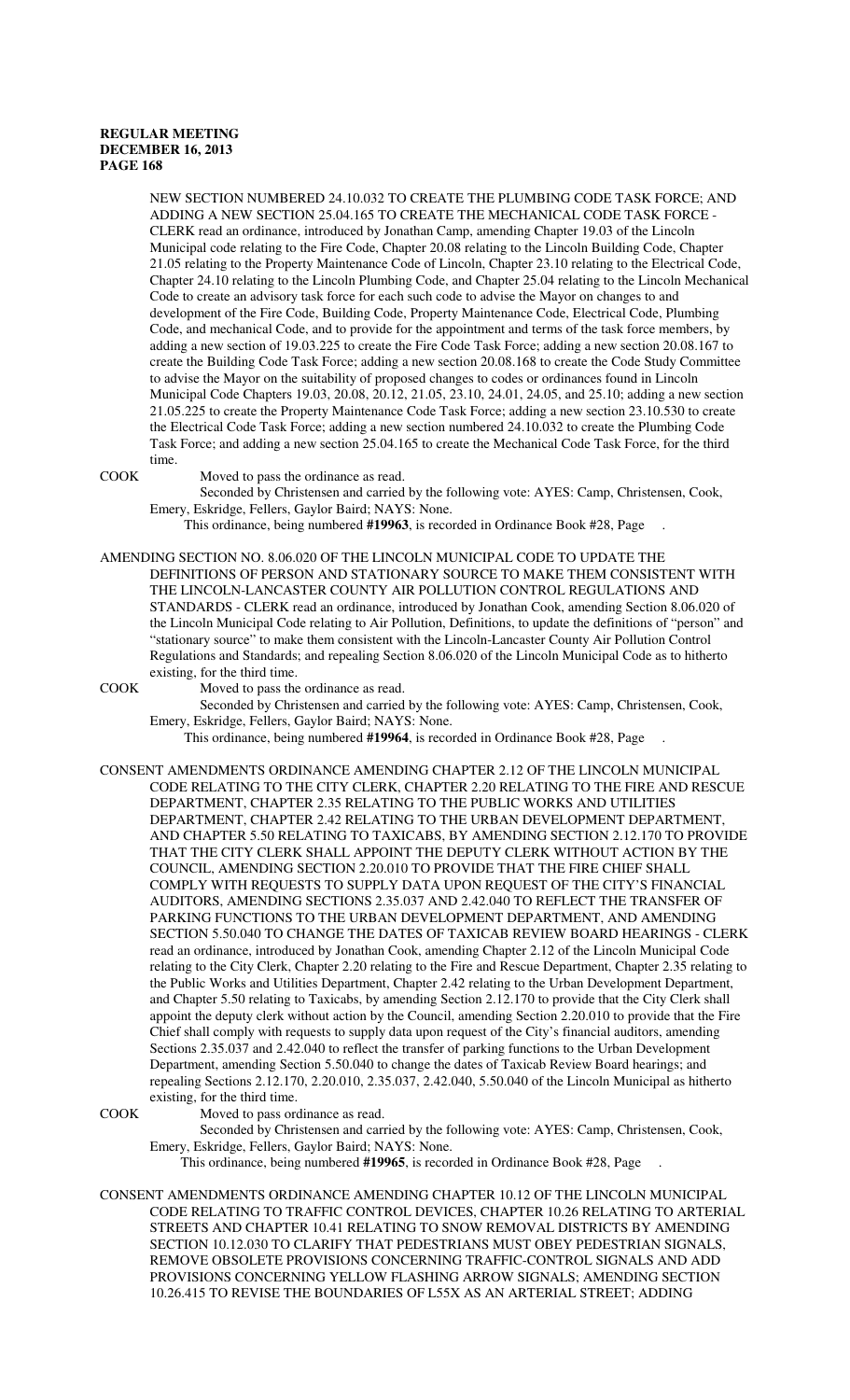NEW SECTION NUMBERED 24.10.032 TO CREATE THE PLUMBING CODE TASK FORCE; AND ADDING A NEW SECTION 25.04.165 TO CREATE THE MECHANICAL CODE TASK FORCE - CLERK read an ordinance, introduced by Jonathan Camp, amending Chapter 19.03 of the Lincoln Municipal code relating to the Fire Code, Chapter 20.08 relating to the Lincoln Building Code, Chapter 21.05 relating to the Property Maintenance Code of Lincoln, Chapter 23.10 relating to the Electrical Code, Chapter 24.10 relating to the Lincoln Plumbing Code, and Chapter 25.04 relating to the Lincoln Mechanical Code to create an advisory task force for each such code to advise the Mayor on changes to and development of the Fire Code, Building Code, Property Maintenance Code, Electrical Code, Plumbing Code, and mechanical Code, and to provide for the appointment and terms of the task force members, by adding a new section of 19.03.225 to create the Fire Code Task Force; adding a new section 20.08.167 to create the Building Code Task Force; adding a new section 20.08.168 to create the Code Study Committee to advise the Mayor on the suitability of proposed changes to codes or ordinances found in Lincoln Municipal Code Chapters 19.03, 20.08, 20.12, 21.05, 23.10, 24.01, 24.05, and 25.10; adding a new section 21.05.225 to create the Property Maintenance Code Task Force; adding a new section 23.10.530 to create the Electrical Code Task Force; adding a new section numbered 24.10.032 to create the Plumbing Code Task Force; and adding a new section 25.04.165 to create the Mechanical Code Task Force, for the third time.

COOK Moved to pass the ordinance as read.

Seconded by Christensen and carried by the following vote: AYES: Camp, Christensen, Cook, Emery, Eskridge, Fellers, Gaylor Baird; NAYS: None.

This ordinance, being numbered **#19963**, is recorded in Ordinance Book #28, Page .

AMENDING SECTION NO. 8.06.020 OF THE LINCOLN MUNICIPAL CODE TO UPDATE THE DEFINITIONS OF PERSON AND STATIONARY SOURCE TO MAKE THEM CONSISTENT WITH THE LINCOLN-LANCASTER COUNTY AIR POLLUTION CONTROL REGULATIONS AND STANDARDS - CLERK read an ordinance, introduced by Jonathan Cook, amending Section 8.06.020 of the Lincoln Municipal Code relating to Air Pollution, Definitions, to update the definitions of "person" and "stationary source" to make them consistent with the Lincoln-Lancaster County Air Pollution Control Regulations and Standards; and repealing Section 8.06.020 of the Lincoln Municipal Code as to hitherto existing, for the third time.

COOK Moved to pass the ordinance as read.

Seconded by Christensen and carried by the following vote: AYES: Camp, Christensen, Cook, Emery, Eskridge, Fellers, Gaylor Baird; NAYS: None.

This ordinance, being numbered **#19964**, is recorded in Ordinance Book #28, Page .

CONSENT AMENDMENTS ORDINANCE AMENDING CHAPTER 2.12 OF THE LINCOLN MUNICIPAL CODE RELATING TO THE CITY CLERK, CHAPTER 2.20 RELATING TO THE FIRE AND RESCUE DEPARTMENT, CHAPTER 2.35 RELATING TO THE PUBLIC WORKS AND UTILITIES DEPARTMENT, CHAPTER 2.42 RELATING TO THE URBAN DEVELOPMENT DEPARTMENT, AND CHAPTER 5.50 RELATING TO TAXICABS, BY AMENDING SECTION 2.12.170 TO PROVIDE THAT THE CITY CLERK SHALL APPOINT THE DEPUTY CLERK WITHOUT ACTION BY THE COUNCIL, AMENDING SECTION 2.20.010 TO PROVIDE THAT THE FIRE CHIEF SHALL COMPLY WITH REQUESTS TO SUPPLY DATA UPON REQUEST OF THE CITY'S FINANCIAL AUDITORS, AMENDING SECTIONS 2.35.037 AND 2.42.040 TO REFLECT THE TRANSFER OF PARKING FUNCTIONS TO THE URBAN DEVELOPMENT DEPARTMENT, AND AMENDING SECTION 5.50.040 TO CHANGE THE DATES OF TAXICAB REVIEW BOARD HEARINGS - CLERK read an ordinance, introduced by Jonathan Cook, amending Chapter 2.12 of the Lincoln Municipal Code relating to the City Clerk, Chapter 2.20 relating to the Fire and Rescue Department, Chapter 2.35 relating to the Public Works and Utilities Department, Chapter 2.42 relating to the Urban Development Department, and Chapter 5.50 relating to Taxicabs, by amending Section 2.12.170 to provide that the City Clerk shall appoint the deputy clerk without action by the Council, amending Section 2.20.010 to provide that the Fire Chief shall comply with requests to supply data upon request of the City's financial auditors, amending Sections 2.35.037 and 2.42.040 to reflect the transfer of parking functions to the Urban Development Department, amending Section 5.50.040 to change the dates of Taxicab Review Board hearings; and repealing Sections 2.12.170, 2.20.010, 2.35.037, 2.42.040, 5.50.040 of the Lincoln Municipal as hitherto existing, for the third time.

COOK Moved to pass ordinance as read.

Seconded by Christensen and carried by the following vote: AYES: Camp, Christensen, Cook, Emery, Eskridge, Fellers, Gaylor Baird; NAYS: None.

This ordinance, being numbered **#19965**, is recorded in Ordinance Book #28, Page .

CONSENT AMENDMENTS ORDINANCE AMENDING CHAPTER 10.12 OF THE LINCOLN MUNICIPAL CODE RELATING TO TRAFFIC CONTROL DEVICES, CHAPTER 10.26 RELATING TO ARTERIAL STREETS AND CHAPTER 10.41 RELATING TO SNOW REMOVAL DISTRICTS BY AMENDING SECTION 10.12.030 TO CLARIFY THAT PEDESTRIANS MUST OBEY PEDESTRIAN SIGNALS, REMOVE OBSOLETE PROVISIONS CONCERNING TRAFFIC-CONTROL SIGNALS AND ADD PROVISIONS CONCERNING YELLOW FLASHING ARROW SIGNALS; AMENDING SECTION 10.26.415 TO REVISE THE BOUNDARIES OF L55X AS AN ARTERIAL STREET; ADDING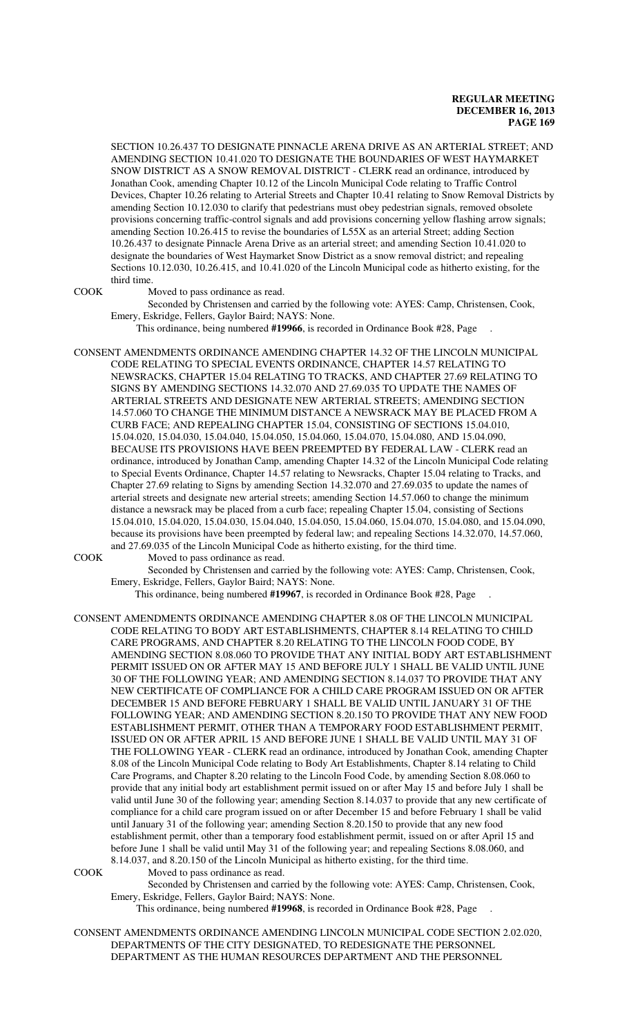SECTION 10.26.437 TO DESIGNATE PINNACLE ARENA DRIVE AS AN ARTERIAL STREET; AND AMENDING SECTION 10.41.020 TO DESIGNATE THE BOUNDARIES OF WEST HAYMARKET SNOW DISTRICT AS A SNOW REMOVAL DISTRICT - CLERK read an ordinance, introduced by Jonathan Cook, amending Chapter 10.12 of the Lincoln Municipal Code relating to Traffic Control Devices, Chapter 10.26 relating to Arterial Streets and Chapter 10.41 relating to Snow Removal Districts by amending Section 10.12.030 to clarify that pedestrians must obey pedestrian signals, removed obsolete provisions concerning traffic-control signals and add provisions concerning yellow flashing arrow signals; amending Section 10.26.415 to revise the boundaries of L55X as an arterial Street; adding Section 10.26.437 to designate Pinnacle Arena Drive as an arterial street; and amending Section 10.41.020 to designate the boundaries of West Haymarket Snow District as a snow removal district; and repealing Sections 10.12.030, 10.26.415, and 10.41.020 of the Lincoln Municipal code as hitherto existing, for the third time.

COOK Moved to pass ordinance as read.

Seconded by Christensen and carried by the following vote: AYES: Camp, Christensen, Cook, Emery, Eskridge, Fellers, Gaylor Baird; NAYS: None.

This ordinance, being numbered **#19966**, is recorded in Ordinance Book #28, Page .

CONSENT AMENDMENTS ORDINANCE AMENDING CHAPTER 14.32 OF THE LINCOLN MUNICIPAL CODE RELATING TO SPECIAL EVENTS ORDINANCE, CHAPTER 14.57 RELATING TO NEWSRACKS, CHAPTER 15.04 RELATING TO TRACKS, AND CHAPTER 27.69 RELATING TO SIGNS BY AMENDING SECTIONS 14.32.070 AND 27.69.035 TO UPDATE THE NAMES OF ARTERIAL STREETS AND DESIGNATE NEW ARTERIAL STREETS; AMENDING SECTION 14.57.060 TO CHANGE THE MINIMUM DISTANCE A NEWSRACK MAY BE PLACED FROM A CURB FACE; AND REPEALING CHAPTER 15.04, CONSISTING OF SECTIONS 15.04.010, 15.04.020, 15.04.030, 15.04.040, 15.04.050, 15.04.060, 15.04.070, 15.04.080, AND 15.04.090, BECAUSE ITS PROVISIONS HAVE BEEN PREEMPTED BY FEDERAL LAW - CLERK read an ordinance, introduced by Jonathan Camp, amending Chapter 14.32 of the Lincoln Municipal Code relating to Special Events Ordinance, Chapter 14.57 relating to Newsracks, Chapter 15.04 relating to Tracks, and Chapter 27.69 relating to Signs by amending Section 14.32.070 and 27.69.035 to update the names of arterial streets and designate new arterial streets; amending Section 14.57.060 to change the minimum distance a newsrack may be placed from a curb face; repealing Chapter 15.04, consisting of Sections 15.04.010, 15.04.020, 15.04.030, 15.04.040, 15.04.050, 15.04.060, 15.04.070, 15.04.080, and 15.04.090, because its provisions have been preempted by federal law; and repealing Sections 14.32.070, 14.57.060, and 27.69.035 of the Lincoln Municipal Code as hitherto existing, for the third time.

COOK Moved to pass ordinance as read.

Seconded by Christensen and carried by the following vote: AYES: Camp, Christensen, Cook, Emery, Eskridge, Fellers, Gaylor Baird; NAYS: None.

This ordinance, being numbered **#19967**, is recorded in Ordinance Book #28, Page .

CONSENT AMENDMENTS ORDINANCE AMENDING CHAPTER 8.08 OF THE LINCOLN MUNICIPAL CODE RELATING TO BODY ART ESTABLISHMENTS, CHAPTER 8.14 RELATING TO CHILD CARE PROGRAMS, AND CHAPTER 8.20 RELATING TO THE LINCOLN FOOD CODE, BY AMENDING SECTION 8.08.060 TO PROVIDE THAT ANY INITIAL BODY ART ESTABLISHMENT PERMIT ISSUED ON OR AFTER MAY 15 AND BEFORE JULY 1 SHALL BE VALID UNTIL JUNE 30 OF THE FOLLOWING YEAR; AND AMENDING SECTION 8.14.037 TO PROVIDE THAT ANY NEW CERTIFICATE OF COMPLIANCE FOR A CHILD CARE PROGRAM ISSUED ON OR AFTER DECEMBER 15 AND BEFORE FEBRUARY 1 SHALL BE VALID UNTIL JANUARY 31 OF THE FOLLOWING YEAR; AND AMENDING SECTION 8.20.150 TO PROVIDE THAT ANY NEW FOOD ESTABLISHMENT PERMIT, OTHER THAN A TEMPORARY FOOD ESTABLISHMENT PERMIT, ISSUED ON OR AFTER APRIL 15 AND BEFORE JUNE 1 SHALL BE VALID UNTIL MAY 31 OF THE FOLLOWING YEAR - CLERK read an ordinance, introduced by Jonathan Cook, amending Chapter 8.08 of the Lincoln Municipal Code relating to Body Art Establishments, Chapter 8.14 relating to Child Care Programs, and Chapter 8.20 relating to the Lincoln Food Code, by amending Section 8.08.060 to provide that any initial body art establishment permit issued on or after May 15 and before July 1 shall be valid until June 30 of the following year; amending Section 8.14.037 to provide that any new certificate of compliance for a child care program issued on or after December 15 and before February 1 shall be valid until January 31 of the following year; amending Section 8.20.150 to provide that any new food establishment permit, other than a temporary food establishment permit, issued on or after April 15 and before June 1 shall be valid until May 31 of the following year; and repealing Sections 8.08.060, and 8.14.037, and 8.20.150 of the Lincoln Municipal as hitherto existing, for the third time.

COOK Moved to pass ordinance as read.

Seconded by Christensen and carried by the following vote: AYES: Camp, Christensen, Cook, Emery, Eskridge, Fellers, Gaylor Baird; NAYS: None.

This ordinance, being numbered **#19968**, is recorded in Ordinance Book #28, Page .

CONSENT AMENDMENTS ORDINANCE AMENDING LINCOLN MUNICIPAL CODE SECTION 2.02.020, DEPARTMENTS OF THE CITY DESIGNATED, TO REDESIGNATE THE PERSONNEL DEPARTMENT AS THE HUMAN RESOURCES DEPARTMENT AND THE PERSONNEL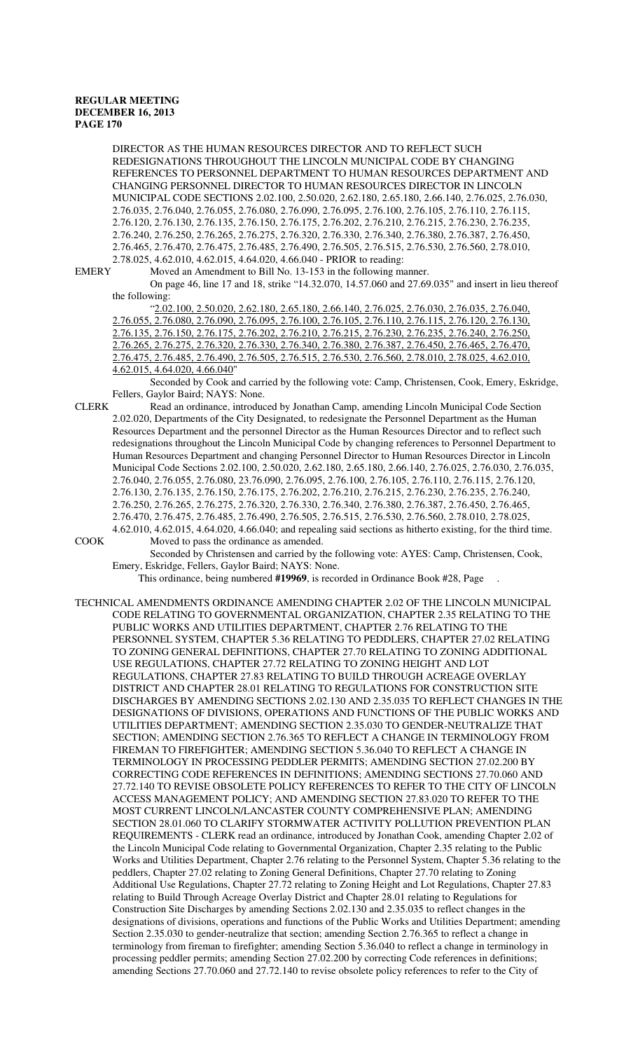DIRECTOR AS THE HUMAN RESOURCES DIRECTOR AND TO REFLECT SUCH REDESIGNATIONS THROUGHOUT THE LINCOLN MUNICIPAL CODE BY CHANGING REFERENCES TO PERSONNEL DEPARTMENT TO HUMAN RESOURCES DEPARTMENT AND CHANGING PERSONNEL DIRECTOR TO HUMAN RESOURCES DIRECTOR IN LINCOLN MUNICIPAL CODE SECTIONS 2.02.100, 2.50.020, 2.62.180, 2.65.180, 2.66.140, 2.76.025, 2.76.030, 2.76.035, 2.76.040, 2.76.055, 2.76.080, 2.76.090, 2.76.095, 2.76.100, 2.76.105, 2.76.110, 2.76.115, 2.76.120, 2.76.130, 2.76.135, 2.76.150, 2.76.175, 2.76.202, 2.76.210, 2.76.215, 2.76.230, 2.76.235, 2.76.240, 2.76.250, 2.76.265, 2.76.275, 2.76.320, 2.76.330, 2.76.340, 2.76.380, 2.76.387, 2.76.450, 2.76.465, 2.76.470, 2.76.475, 2.76.485, 2.76.490, 2.76.505, 2.76.515, 2.76.530, 2.76.560, 2.78.010, 2.78.025, 4.62.010, 4.62.015, 4.64.020, 4.66.040 - PRIOR to reading:

EMERY Moved an Amendment to Bill No. 13-153 in the following manner.

On page 46, line 17 and 18, strike "14.32.070, 14.57.060 and 27.69.035" and insert in lieu thereof the following:

"2.02.100, 2.50.020, 2.62.180, 2.65.180, 2.66.140, 2.76.025, 2.76.030, 2.76.035, 2.76.040, 2.76.055, 2.76.080, 2.76.090, 2.76.095, 2.76.100, 2.76.105, 2.76.110, 2.76.115, 2.76.120, 2.76.135, 2.76.150, 2.76.175, 2.76.202, 2.76.210, 2.76.215, 2.76.230, 2.76.235, 2.76.240, 2.76.250, 2.76.265, 2.76.275, 2.76.320, 2.76.330, 2.76.340, 2.76.380, 2.76.387, 2.76.450, 2.76.465, 2.76.470, 2.76.475, 2.76.485, 2.76.490, 2.76.505, 2.76.515, 2.76.530, 2.76.560, 2.78.010, 2.78.025, 4.62.010, 4.62.015, 4.64.020, 4.66.040"

Seconded by Cook and carried by the following vote: Camp, Christensen, Cook, Emery, Eskridge, Fellers, Gaylor Baird; NAYS: None.

CLERK Read an ordinance, introduced by Jonathan Camp, amending Lincoln Municipal Code Section 2.02.020, Departments of the City Designated, to redesignate the Personnel Department as the Human Resources Department and the personnel Director as the Human Resources Director and to reflect such redesignations throughout the Lincoln Municipal Code by changing references to Personnel Department to Human Resources Department and changing Personnel Director to Human Resources Director in Lincoln Municipal Code Sections 2.02.100, 2.50.020, 2.62.180, 2.65.180, 2.66.140, 2.76.025, 2.76.030, 2.76.035, 2.76.040, 2.76.055, 2.76.080, 23.76.090, 2.76.095, 2.76.100, 2.76.105, 2.76.110, 2.76.115, 2.76.120, 2.76.130, 2.76.135, 2.76.150, 2.76.175, 2.76.202, 2.76.210, 2.76.215, 2.76.230, 2.76.235, 2.76.240, 2.76.250, 2.76.265, 2.76.275, 2.76.320, 2.76.330, 2.76.340, 2.76.380, 2.76.387, 2.76.450, 2.76.465, 2.76.470, 2.76.475, 2.76.485, 2.76.490, 2.76.505, 2.76.515, 2.76.530, 2.76.560, 2.78.010, 2.78.025, 4.62.010, 4.62.015, 4.64.020, 4.66.040; and repealing said sections as hitherto existing, for the third time.

COOK Moved to pass the ordinance as amended.

Seconded by Christensen and carried by the following vote: AYES: Camp, Christensen, Cook, Emery, Eskridge, Fellers, Gaylor Baird; NAYS: None.

This ordinance, being numbered **#19969**, is recorded in Ordinance Book #28, Page .

TECHNICAL AMENDMENTS ORDINANCE AMENDING CHAPTER 2.02 OF THE LINCOLN MUNICIPAL CODE RELATING TO GOVERNMENTAL ORGANIZATION, CHAPTER 2.35 RELATING TO THE PUBLIC WORKS AND UTILITIES DEPARTMENT, CHAPTER 2.76 RELATING TO THE PERSONNEL SYSTEM, CHAPTER 5.36 RELATING TO PEDDLERS, CHAPTER 27.02 RELATING TO ZONING GENERAL DEFINITIONS, CHAPTER 27.70 RELATING TO ZONING ADDITIONAL USE REGULATIONS, CHAPTER 27.72 RELATING TO ZONING HEIGHT AND LOT REGULATIONS, CHAPTER 27.83 RELATING TO BUILD THROUGH ACREAGE OVERLAY DISTRICT AND CHAPTER 28.01 RELATING TO REGULATIONS FOR CONSTRUCTION SITE DISCHARGES BY AMENDING SECTIONS 2.02.130 AND 2.35.035 TO REFLECT CHANGES IN THE DESIGNATIONS OF DIVISIONS, OPERATIONS AND FUNCTIONS OF THE PUBLIC WORKS AND UTILITIES DEPARTMENT; AMENDING SECTION 2.35.030 TO GENDER-NEUTRALIZE THAT SECTION; AMENDING SECTION 2.76.365 TO REFLECT A CHANGE IN TERMINOLOGY FROM FIREMAN TO FIREFIGHTER; AMENDING SECTION 5.36.040 TO REFLECT A CHANGE IN TERMINOLOGY IN PROCESSING PEDDLER PERMITS; AMENDING SECTION 27.02.200 BY CORRECTING CODE REFERENCES IN DEFINITIONS; AMENDING SECTIONS 27.70.060 AND 27.72.140 TO REVISE OBSOLETE POLICY REFERENCES TO REFER TO THE CITY OF LINCOLN ACCESS MANAGEMENT POLICY; AND AMENDING SECTION 27.83.020 TO REFER TO THE MOST CURRENT LINCOLN/LANCASTER COUNTY COMPREHENSIVE PLAN; AMENDING SECTION 28.01.060 TO CLARIFY STORMWATER ACTIVITY POLLUTION PREVENTION PLAN REQUIREMENTS - CLERK read an ordinance, introduced by Jonathan Cook, amending Chapter 2.02 of the Lincoln Municipal Code relating to Governmental Organization, Chapter 2.35 relating to the Public Works and Utilities Department, Chapter 2.76 relating to the Personnel System, Chapter 5.36 relating to the peddlers, Chapter 27.02 relating to Zoning General Definitions, Chapter 27.70 relating to Zoning Additional Use Regulations, Chapter 27.72 relating to Zoning Height and Lot Regulations, Chapter 27.83 relating to Build Through Acreage Overlay District and Chapter 28.01 relating to Regulations for Construction Site Discharges by amending Sections 2.02.130 and 2.35.035 to reflect changes in the designations of divisions, operations and functions of the Public Works and Utilities Department; amending Section 2.35.030 to gender-neutralize that section; amending Section 2.76.365 to reflect a change in terminology from fireman to firefighter; amending Section 5.36.040 to reflect a change in terminology in processing peddler permits; amending Section 27.02.200 by correcting Code references in definitions; amending Sections 27.70.060 and 27.72.140 to revise obsolete policy references to refer to the City of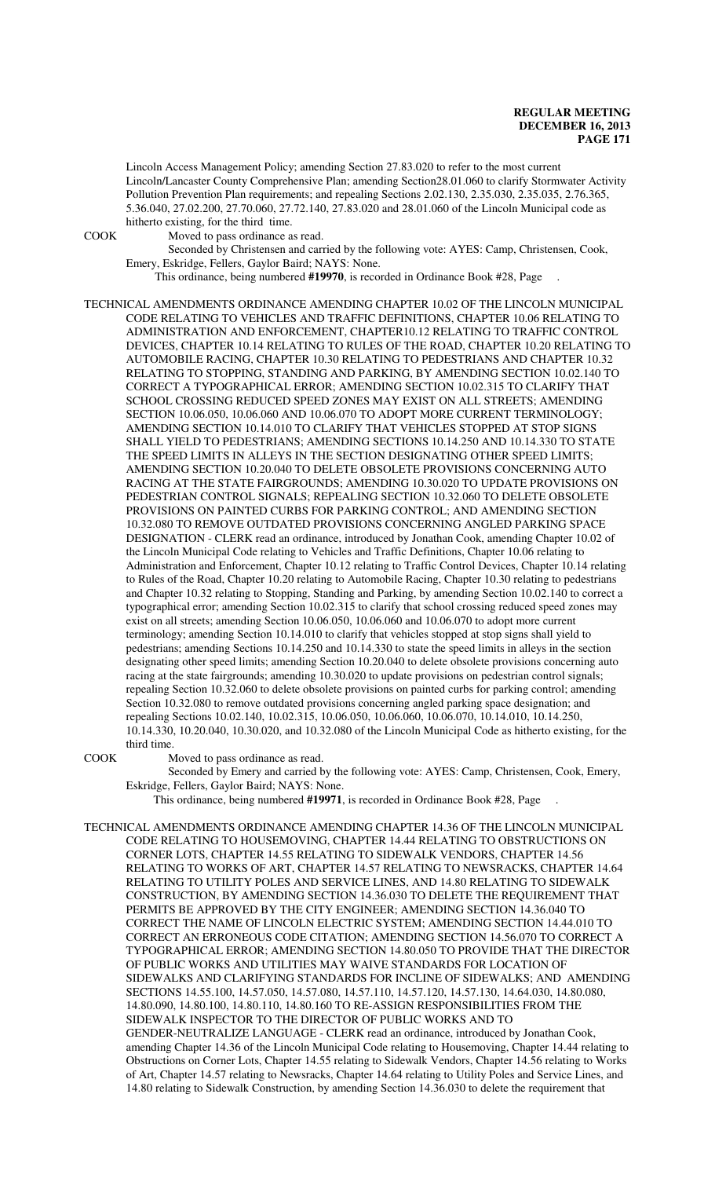Lincoln Access Management Policy; amending Section 27.83.020 to refer to the most current Lincoln/Lancaster County Comprehensive Plan; amending Section28.01.060 to clarify Stormwater Activity Pollution Prevention Plan requirements; and repealing Sections 2.02.130, 2.35.030, 2.35.035, 2.76.365, 5.36.040, 27.02.200, 27.70.060, 27.72.140, 27.83.020 and 28.01.060 of the Lincoln Municipal code as hitherto existing, for the third time.

COOK Moved to pass ordinance as read.

Seconded by Christensen and carried by the following vote: AYES: Camp, Christensen, Cook, Emery, Eskridge, Fellers, Gaylor Baird; NAYS: None.

This ordinance, being numbered **#19970**, is recorded in Ordinance Book #28, Page .

TECHNICAL AMENDMENTS ORDINANCE AMENDING CHAPTER 10.02 OF THE LINCOLN MUNICIPAL CODE RELATING TO VEHICLES AND TRAFFIC DEFINITIONS, CHAPTER 10.06 RELATING TO ADMINISTRATION AND ENFORCEMENT, CHAPTER10.12 RELATING TO TRAFFIC CONTROL DEVICES, CHAPTER 10.14 RELATING TO RULES OF THE ROAD, CHAPTER 10.20 RELATING TO AUTOMOBILE RACING, CHAPTER 10.30 RELATING TO PEDESTRIANS AND CHAPTER 10.32 RELATING TO STOPPING, STANDING AND PARKING, BY AMENDING SECTION 10.02.140 TO CORRECT A TYPOGRAPHICAL ERROR; AMENDING SECTION 10.02.315 TO CLARIFY THAT SCHOOL CROSSING REDUCED SPEED ZONES MAY EXIST ON ALL STREETS; AMENDING SECTION 10.06.050, 10.06.060 AND 10.06.070 TO ADOPT MORE CURRENT TERMINOLOGY; AMENDING SECTION 10.14.010 TO CLARIFY THAT VEHICLES STOPPED AT STOP SIGNS SHALL YIELD TO PEDESTRIANS; AMENDING SECTIONS 10.14.250 AND 10.14.330 TO STATE THE SPEED LIMITS IN ALLEYS IN THE SECTION DESIGNATING OTHER SPEED LIMITS; AMENDING SECTION 10.20.040 TO DELETE OBSOLETE PROVISIONS CONCERNING AUTO RACING AT THE STATE FAIRGROUNDS; AMENDING 10.30.020 TO UPDATE PROVISIONS ON PEDESTRIAN CONTROL SIGNALS; REPEALING SECTION 10.32.060 TO DELETE OBSOLETE PROVISIONS ON PAINTED CURBS FOR PARKING CONTROL; AND AMENDING SECTION 10.32.080 TO REMOVE OUTDATED PROVISIONS CONCERNING ANGLED PARKING SPACE DESIGNATION - CLERK read an ordinance, introduced by Jonathan Cook, amending Chapter 10.02 of the Lincoln Municipal Code relating to Vehicles and Traffic Definitions, Chapter 10.06 relating to Administration and Enforcement, Chapter 10.12 relating to Traffic Control Devices, Chapter 10.14 relating to Rules of the Road, Chapter 10.20 relating to Automobile Racing, Chapter 10.30 relating to pedestrians and Chapter 10.32 relating to Stopping, Standing and Parking, by amending Section 10.02.140 to correct a typographical error; amending Section 10.02.315 to clarify that school crossing reduced speed zones may exist on all streets; amending Section 10.06.050, 10.06.060 and 10.06.070 to adopt more current terminology; amending Section 10.14.010 to clarify that vehicles stopped at stop signs shall yield to pedestrians; amending Sections 10.14.250 and 10.14.330 to state the speed limits in alleys in the section designating other speed limits; amending Section 10.20.040 to delete obsolete provisions concerning auto racing at the state fairgrounds; amending 10.30.020 to update provisions on pedestrian control signals; repealing Section 10.32.060 to delete obsolete provisions on painted curbs for parking control; amending Section 10.32.080 to remove outdated provisions concerning angled parking space designation; and repealing Sections 10.02.140, 10.02.315, 10.06.050, 10.06.060, 10.06.070, 10.14.010, 10.14.250, 10.14.330, 10.20.040, 10.30.020, and 10.32.080 of the Lincoln Municipal Code as hitherto existing, for the third time.

COOK Moved to pass ordinance as read.

Seconded by Emery and carried by the following vote: AYES: Camp, Christensen, Cook, Emery, Eskridge, Fellers, Gaylor Baird; NAYS: None.

This ordinance, being numbered **#19971**, is recorded in Ordinance Book #28, Page .

TECHNICAL AMENDMENTS ORDINANCE AMENDING CHAPTER 14.36 OF THE LINCOLN MUNICIPAL CODE RELATING TO HOUSEMOVING, CHAPTER 14.44 RELATING TO OBSTRUCTIONS ON CORNER LOTS, CHAPTER 14.55 RELATING TO SIDEWALK VENDORS, CHAPTER 14.56 RELATING TO WORKS OF ART, CHAPTER 14.57 RELATING TO NEWSRACKS, CHAPTER 14.64 RELATING TO UTILITY POLES AND SERVICE LINES, AND 14.80 RELATING TO SIDEWALK CONSTRUCTION, BY AMENDING SECTION 14.36.030 TO DELETE THE REQUIREMENT THAT PERMITS BE APPROVED BY THE CITY ENGINEER; AMENDING SECTION 14.36.040 TO CORRECT THE NAME OF LINCOLN ELECTRIC SYSTEM; AMENDING SECTION 14.44.010 TO CORRECT AN ERRONEOUS CODE CITATION; AMENDING SECTION 14.56.070 TO CORRECT A TYPOGRAPHICAL ERROR; AMENDING SECTION 14.80.050 TO PROVIDE THAT THE DIRECTOR OF PUBLIC WORKS AND UTILITIES MAY WAIVE STANDARDS FOR LOCATION OF SIDEWALKS AND CLARIFYING STANDARDS FOR INCLINE OF SIDEWALKS; AND AMENDING SECTIONS 14.55.100, 14.57.050, 14.57.080, 14.57.110, 14.57.120, 14.57.130, 14.64.030, 14.80.080, 14.80.090, 14.80.100, 14.80.110, 14.80.160 TO RE-ASSIGN RESPONSIBILITIES FROM THE SIDEWALK INSPECTOR TO THE DIRECTOR OF PUBLIC WORKS AND TO GENDER-NEUTRALIZE LANGUAGE - CLERK read an ordinance, introduced by Jonathan Cook, amending Chapter 14.36 of the Lincoln Municipal Code relating to Housemoving, Chapter 14.44 relating to Obstructions on Corner Lots, Chapter 14.55 relating to Sidewalk Vendors, Chapter 14.56 relating to Works of Art, Chapter 14.57 relating to Newsracks, Chapter 14.64 relating to Utility Poles and Service Lines, and 14.80 relating to Sidewalk Construction, by amending Section 14.36.030 to delete the requirement that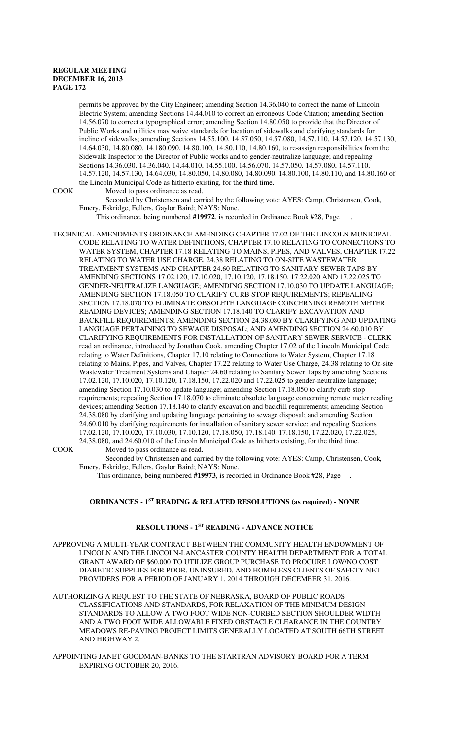permits be approved by the City Engineer; amending Section 14.36.040 to correct the name of Lincoln Electric System; amending Sections 14.44.010 to correct an erroneous Code Citation; amending Section 14.56.070 to correct a typographical error; amending Section 14.80.050 to provide that the Director of Public Works and utilities may waive standards for location of sidewalks and clarifying standards for incline of sidewalks; amending Sections 14.55.100, 14.57.050, 14.57.080, 14.57.110, 14.57.120, 14.57.130, 14.64.030, 14.80.080, 14.180.090, 14.80.100, 14.80.110, 14.80.160, to re-assign responsibilities from the Sidewalk Inspector to the Director of Public works and to gender-neutralize language; and repealing Sections 14.36.030, 14.36.040, 14.44.010, 14.55.100, 14.56.070, 14.57.050, 14.57.080, 14.57.110, 14.57.120, 14.57.130, 14.64.030, 14.80.050, 14.80.080, 14.80.090, 14.80.100, 14.80.110, and 14.80.160 of the Lincoln Municipal Code as hitherto existing, for the third time.

COOK Moved to pass ordinance as read.

Seconded by Christensen and carried by the following vote: AYES: Camp, Christensen, Cook, Emery, Eskridge, Fellers, Gaylor Baird; NAYS: None.

This ordinance, being numbered **#19972**, is recorded in Ordinance Book #28, Page .

TECHNICAL AMENDMENTS ORDINANCE AMENDING CHAPTER 17.02 OF THE LINCOLN MUNICIPAL CODE RELATING TO WATER DEFINITIONS, CHAPTER 17.10 RELATING TO CONNECTIONS TO WATER SYSTEM, CHAPTER 17.18 RELATING TO MAINS, PIPES, AND VALVES, CHAPTER 17.22 RELATING TO WATER USE CHARGE, 24.38 RELATING TO ON-SITE WASTEWATER TREATMENT SYSTEMS AND CHAPTER 24.60 RELATING TO SANITARY SEWER TAPS BY AMENDING SECTIONS 17.02.120, 17.10.020, 17.10.120, 17.18.150, 17.22.020 AND 17.22.025 TO GENDER-NEUTRALIZE LANGUAGE; AMENDING SECTION 17.10.030 TO UPDATE LANGUAGE; AMENDING SECTION 17.18.050 TO CLARIFY CURB STOP REQUIREMENTS; REPEALING SECTION 17.18.070 TO ELIMINATE OBSOLETE LANGUAGE CONCERNING REMOTE METER READING DEVICES; AMENDING SECTION 17.18.140 TO CLARIFY EXCAVATION AND BACKFILL REQUIREMENTS; AMENDING SECTION 24.38.080 BY CLARIFYING AND UPDATING LANGUAGE PERTAINING TO SEWAGE DISPOSAL; AND AMENDING SECTION 24.60.010 BY CLARIFYING REQUIREMENTS FOR INSTALLATION OF SANITARY SEWER SERVICE - CLERK read an ordinance, introduced by Jonathan Cook, amending Chapter 17.02 of the Lincoln Municipal Code relating to Water Definitions, Chapter 17.10 relating to Connections to Water System, Chapter 17.18 relating to Mains, Pipes, and Valves, Chapter 17.22 relating to Water Use Charge, 24.38 relating to On-site Wastewater Treatment Systems and Chapter 24.60 relating to Sanitary Sewer Taps by amending Sections 17.02.120, 17.10.020, 17.10.120, 17.18.150, 17.22.020 and 17.22.025 to gender-neutralize language; amending Section 17.10.030 to update language; amending Section 17.18.050 to clarify curb stop requirements; repealing Section 17.18.070 to eliminate obsolete language concerning remote meter reading devices; amending Section 17.18.140 to clarify excavation and backfill requirements; amending Section 24.38.080 by clarifying and updating language pertaining to sewage disposal; and amending Section 24.60.010 by clarifying requirements for installation of sanitary sewer service; and repealing Sections 17.02.120, 17.10.020, 17.10.030, 17.10.120, 17.18.050, 17.18.140, 17.18.150, 17.22.020, 17.22.025, 24.38.080, and 24.60.010 of the Lincoln Municipal Code as hitherto existing, for the third time.

COOK Moved to pass ordinance as read.

Seconded by Christensen and carried by the following vote: AYES: Camp, Christensen, Cook, Emery, Eskridge, Fellers, Gaylor Baird; NAYS: None.

This ordinance, being numbered **#19973**, is recorded in Ordinance Book #28, Page .

## ORDINANCES - 1ST READING & RELATED RESOLUTIONS (as required) - NONE

## RESOLUTIONS - 1ST READING - ADVANCE NOTICE

APPROVING A MULTI-YEAR CONTRACT BETWEEN THE COMMUNITY HEALTH ENDOWMENT OF LINCOLN AND THE LINCOLN-LANCASTER COUNTY HEALTH DEPARTMENT FOR A TOTAL GRANT AWARD OF $60,000 TO UTILIZE GROUP PURCHASE TO PROCURE LOW/NO COST DIABETIC SUPPLIES FOR POOR, UNINSURED, AND HOMELESS CLIENTS OF SAFETY NET PROVIDERS FOR A PERIOD OF JANUARY 1, 2014 THROUGH DECEMBER 31, 2016.

AUTHORIZING A REQUEST TO THE STATE OF NEBRASKA, BOARD OF PUBLIC ROADS CLASSIFICATIONS AND STANDARDS, FOR RELAXATION OF THE MINIMUM DESIGN STANDARDS TO ALLOW A TWO FOOT WIDE NON-CURBED SECTION SHOULDER WIDTH AND A TWO FOOT WIDE ALLOWABLE FIXED OBSTACLE CLEARANCE IN THE COUNTRY MEADOWS RE-PAVING PROJECT LIMITS GENERALLY LOCATED AT SOUTH 66TH STREET AND HIGHWAY 2.

APPOINTING JANET GOODMAN-BANKS TO THE STARTRAN ADVISORY BOARD FOR A TERM EXPIRING OCTOBER 20, 2016.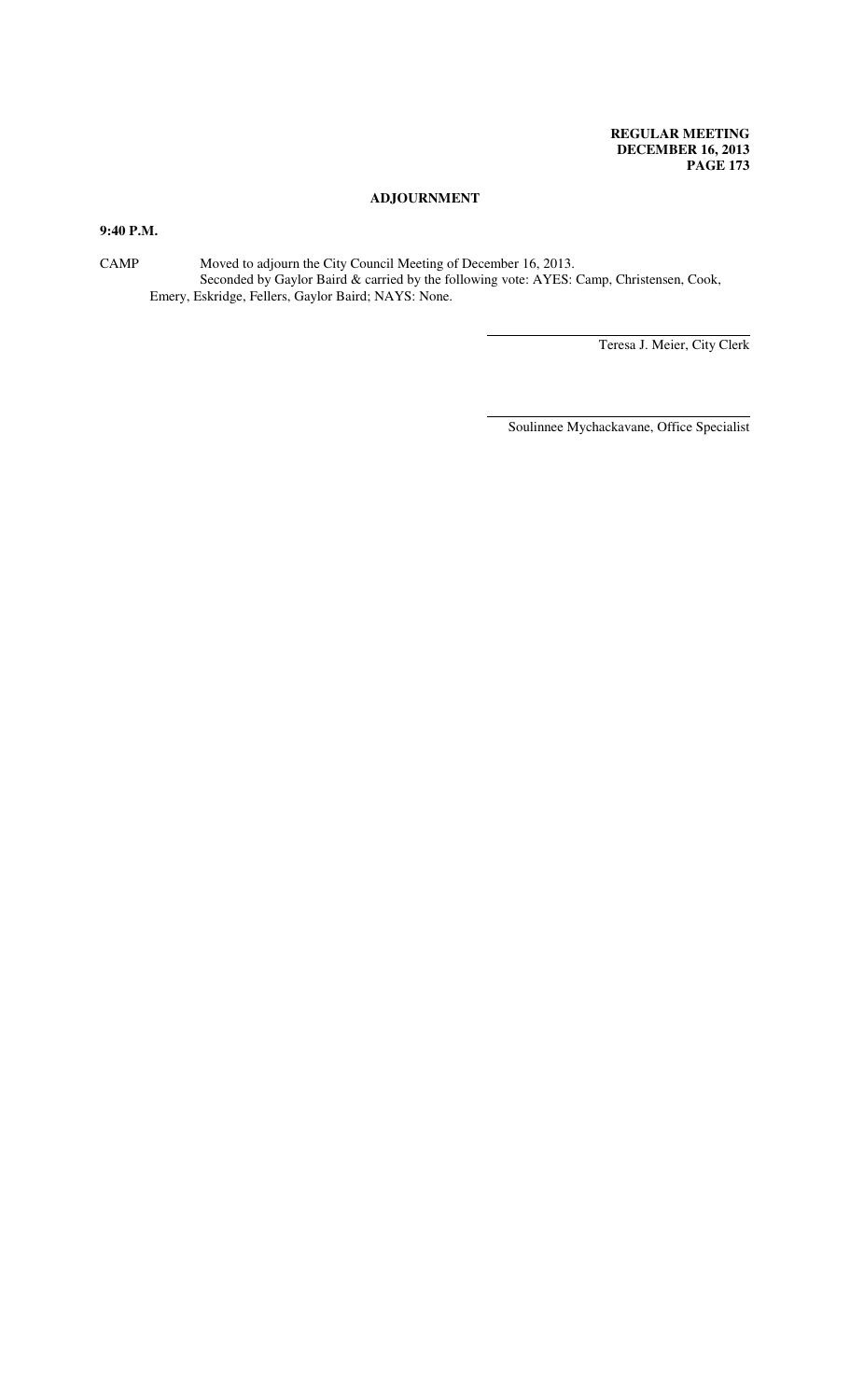## ADJOURNMENT

**9:40 P.M.**

CAMP Moved to adjourn the City Council Meeting of December 16, 2013.
Seconded by Gaylor Baird & carried by the following vote: AYES: Camp, Christensen, Cook, Emery, Eskridge, Fellers, Gaylor Baird; NAYS: None.

Teresa J. Meier, City Clerk

Soulinnee Mychackavane, Office Specialist